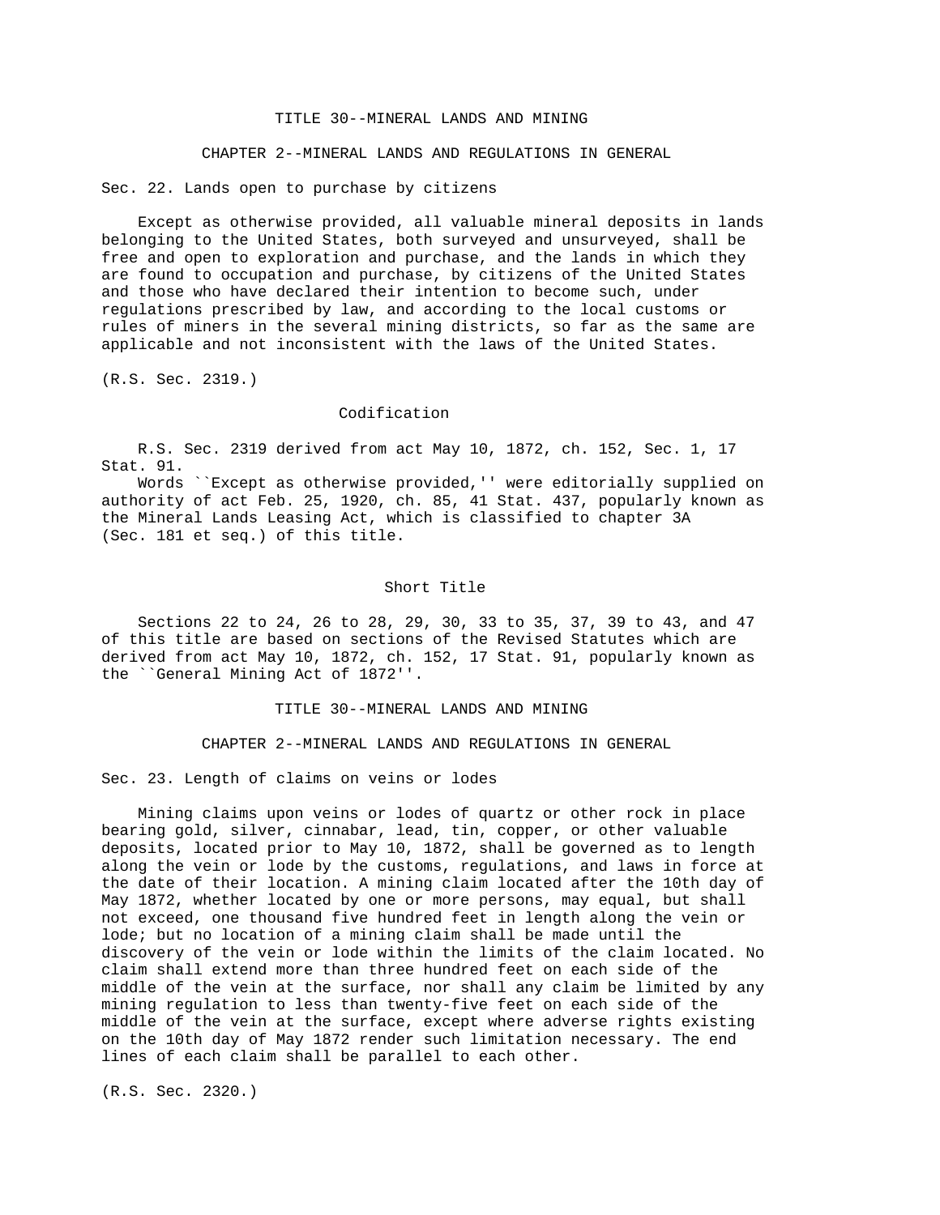# TITLE 30--MINERAL LANDS AND MINING

## CHAPTER 2--MINERAL LANDS AND REGULATIONS IN GENERAL

### Sec. 22. Lands open to purchase by citizens

Except as otherwise provided, all valuable mineral deposits in lands belonging to the United States, both surveyed and unsurveyed, shall be free and open to exploration and purchase, and the lands in which they are found to occupation and purchase, by citizens of the United States and those who have declared their intention to become such, under regulations prescribed by law, and according to the local customs or rules of miners in the several mining districts, so far as the same are applicable and not inconsistent with the laws of the United States.

(R.S. Sec. 2319.)

#### Codification

R.S. Sec. 2319 derived from act May 10, 1872, ch. 152, Sec. 1, 17 Stat. 91.

Words ``Except as otherwise provided,'' were editorially supplied on authority of act Feb. 25, 1920, ch. 85, 41 Stat. 437, popularly known as the Mineral Lands Leasing Act, which is classified to chapter 3A (Sec. 181 et seq.) of this title.

#### Short Title

Sections 22 to 24, 26 to 28, 29, 30, 33 to 35, 37, 39 to 43, and 47 of this title are based on sections of the Revised Statutes which are derived from act May 10, 1872, ch. 152, 17 Stat. 91, popularly known as the ``General Mining Act of 1872''.

# TITLE 30--MINERAL LANDS AND MINING

## CHAPTER 2--MINERAL LANDS AND REGULATIONS IN GENERAL

### Sec. 23. Length of claims on veins or lodes

Mining claims upon veins or lodes of quartz or other rock in place bearing gold, silver, cinnabar, lead, tin, copper, or other valuable deposits, located prior to May 10, 1872, shall be governed as to length along the vein or lode by the customs, regulations, and laws in force at the date of their location. A mining claim located after the 10th day of May 1872, whether located by one or more persons, may equal, but shall not exceed, one thousand five hundred feet in length along the vein or lode; but no location of a mining claim shall be made until the discovery of the vein or lode within the limits of the claim located. No claim shall extend more than three hundred feet on each side of the middle of the vein at the surface, nor shall any claim be limited by any mining regulation to less than twenty-five feet on each side of the middle of the vein at the surface, except where adverse rights existing on the 10th day of May 1872 render such limitation necessary. The end lines of each claim shall be parallel to each other.

(R.S. Sec. 2320.)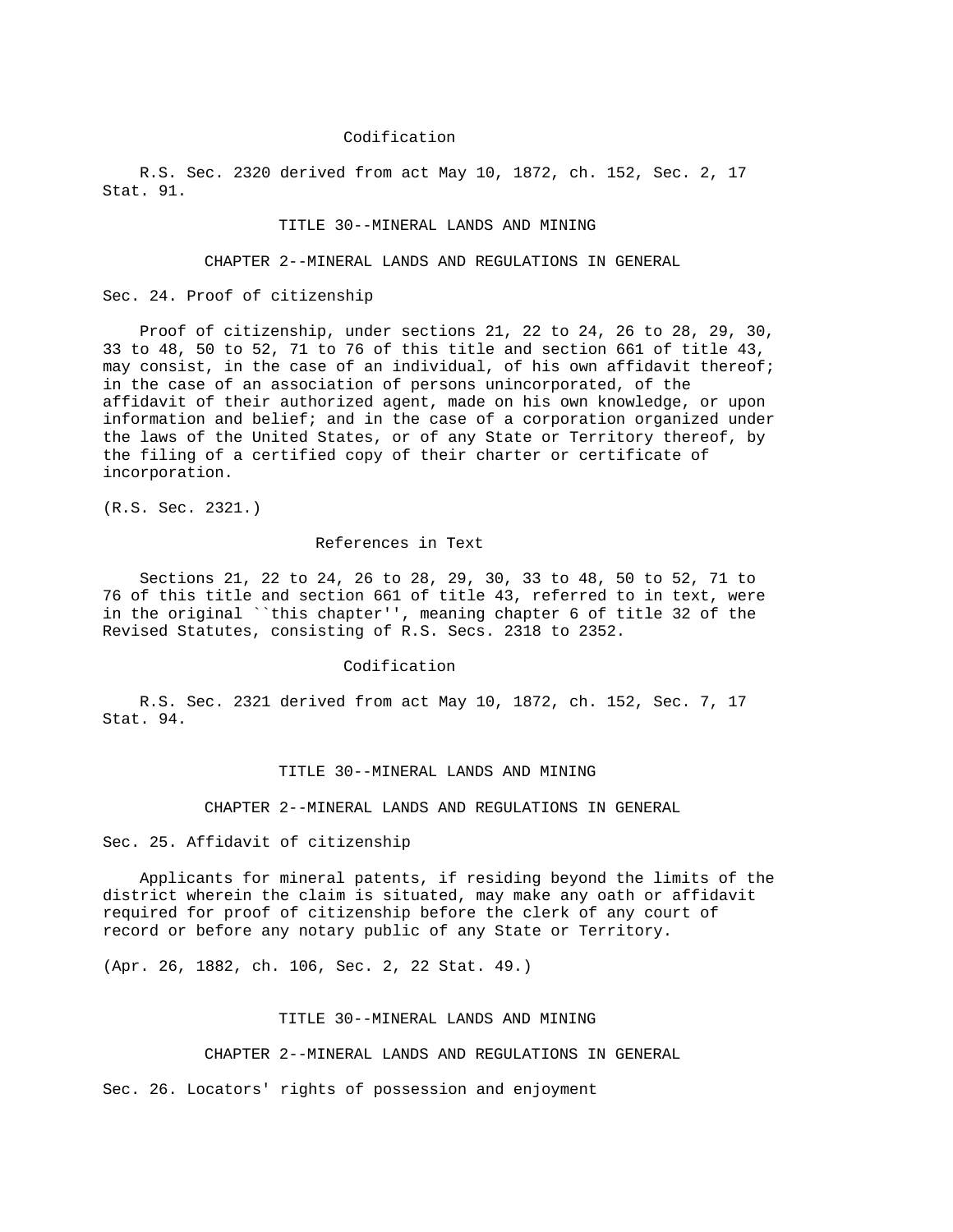### Codification

R.S. Sec. 2320 derived from act May 10, 1872, ch. 152, Sec. 2, 17 Stat. 91.

## TITLE 30--MINERAL LANDS AND MINING

## CHAPTER 2--MINERAL LANDS AND REGULATIONS IN GENERAL

### Sec. 24. Proof of citizenship

Proof of citizenship, under sections 21, 22 to 24, 26 to 28, 29, 30, 33 to 48, 50 to 52, 71 to 76 of this title and section 661 of title 43, may consist, in the case of an individual, of his own affidavit thereof; in the case of an association of persons unincorporated, of the affidavit of their authorized agent, made on his own knowledge, or upon information and belief; and in the case of a corporation organized under the laws of the United States, or of any State or Territory thereof, by the filing of a certified copy of their charter or certificate of incorporation.

(R.S. Sec. 2321.)

### References in Text

Sections 21, 22 to 24, 26 to 28, 29, 30, 33 to 48, 50 to 52, 71 to 76 of this title and section 661 of title 43, referred to in text, were in the original ``this chapter'', meaning chapter 6 of title 32 of the Revised Statutes, consisting of R.S. Secs. 2318 to 2352.

### Codification

R.S. Sec. 2321 derived from act May 10, 1872, ch. 152, Sec. 7, 17 Stat. 94.

## TITLE 30--MINERAL LANDS AND MINING

## CHAPTER 2--MINERAL LANDS AND REGULATIONS IN GENERAL

### Sec. 25. Affidavit of citizenship

Applicants for mineral patents, if residing beyond the limits of the district wherein the claim is situated, may make any oath or affidavit required for proof of citizenship before the clerk of any court of record or before any notary public of any State or Territory.

(Apr. 26, 1882, ch. 106, Sec. 2, 22 Stat. 49.)

## TITLE 30--MINERAL LANDS AND MINING

## CHAPTER 2--MINERAL LANDS AND REGULATIONS IN GENERAL

### Sec. 26. Locators' rights of possession and enjoyment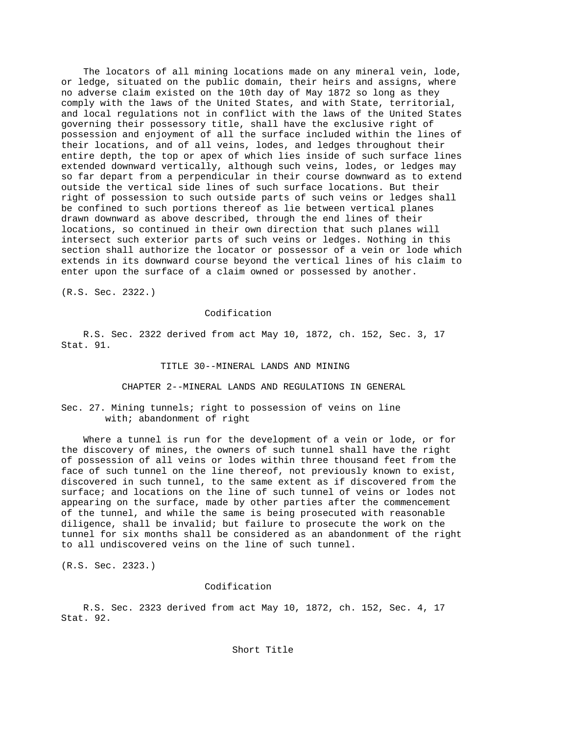The locators of all mining locations made on any mineral vein, lode, or ledge, situated on the public domain, their heirs and assigns, where no adverse claim existed on the 10th day of May 1872 so long as they comply with the laws of the United States, and with State, territorial, and local regulations not in conflict with the laws of the United States governing their possessory title, shall have the exclusive right of possession and enjoyment of all the surface included within the lines of their locations, and of all veins, lodes, and ledges throughout their entire depth, the top or apex of which lies inside of such surface lines extended downward vertically, although such veins, lodes, or ledges may so far depart from a perpendicular in their course downward as to extend outside the vertical side lines of such surface locations. But their right of possession to such outside parts of such veins or ledges shall be confined to such portions thereof as lie between vertical planes drawn downward as above described, through the end lines of their locations, so continued in their own direction that such planes will intersect such exterior parts of such veins or ledges. Nothing in this section shall authorize the locator or possessor of a vein or lode which extends in its downward course beyond the vertical lines of his claim to enter upon the surface of a claim owned or possessed by another.

(R.S. Sec. 2322.)

Codification

R.S. Sec. 2322 derived from act May 10, 1872, ch. 152, Sec. 3, 17 Stat. 91.

# TITLE 30--MINERAL LANDS AND MINING

## CHAPTER 2--MINERAL LANDS AND REGULATIONS IN GENERAL

### Sec. 27. Mining tunnels; right to possession of veins on line with; abandonment of right

Where a tunnel is run for the development of a vein or lode, or for the discovery of mines, the owners of such tunnel shall have the right of possession of all veins or lodes within three thousand feet from the face of such tunnel on the line thereof, not previously known to exist, discovered in such tunnel, to the same extent as if discovered from the surface; and locations on the line of such tunnel of veins or lodes not appearing on the surface, made by other parties after the commencement of the tunnel, and while the same is being prosecuted with reasonable diligence, shall be invalid; but failure to prosecute the work on the tunnel for six months shall be considered as an abandonment of the right to all undiscovered veins on the line of such tunnel.

(R.S. Sec. 2323.)

Codification

R.S. Sec. 2323 derived from act May 10, 1872, ch. 152, Sec. 4, 17 Stat. 92.

Short Title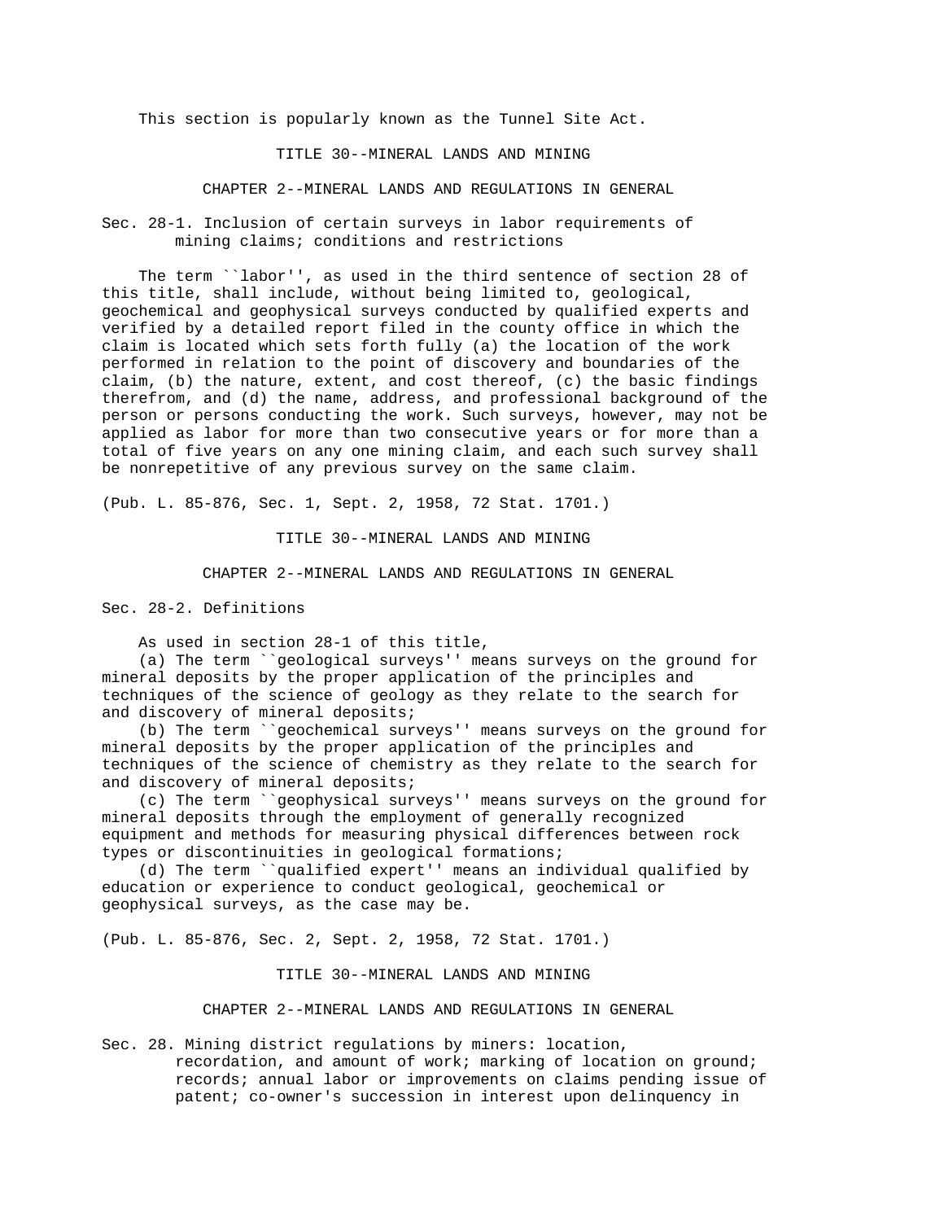This section is popularly known as the Tunnel Site Act.

TITLE 30--MINERAL LANDS AND MINING

CHAPTER 2--MINERAL LANDS AND REGULATIONS IN GENERAL

## Sec. 28-1. Inclusion of certain surveys in labor requirements of mining claims; conditions and restrictions

The term ``labor'', as used in the third sentence of section 28 of this title, shall include, without being limited to, geological, geochemical and geophysical surveys conducted by qualified experts and verified by a detailed report filed in the county office in which the claim is located which sets forth fully (a) the location of the work performed in relation to the point of discovery and boundaries of the claim, (b) the nature, extent, and cost thereof, (c) the basic findings therefrom, and (d) the name, address, and professional background of the person or persons conducting the work. Such surveys, however, may not be applied as labor for more than two consecutive years or for more than a total of five years on any one mining claim, and each such survey shall be nonrepetitive of any previous survey on the same claim.

(Pub. L. 85-876, Sec. 1, Sept. 2, 1958, 72 Stat. 1701.)

TITLE 30--MINERAL LANDS AND MINING

CHAPTER 2--MINERAL LANDS AND REGULATIONS IN GENERAL

## Sec. 28-2. Definitions

As used in section 28-1 of this title,

(a) The term ``geological surveys'' means surveys on the ground for mineral deposits by the proper application of the principles and techniques of the science of geology as they relate to the search for and discovery of mineral deposits;

(b) The term ``geochemical surveys'' means surveys on the ground for mineral deposits by the proper application of the principles and techniques of the science of chemistry as they relate to the search for and discovery of mineral deposits;

(c) The term ``geophysical surveys'' means surveys on the ground for mineral deposits through the employment of generally recognized equipment and methods for measuring physical differences between rock types or discontinuities in geological formations;

(d) The term ``qualified expert'' means an individual qualified by education or experience to conduct geological, geochemical or geophysical surveys, as the case may be.

(Pub. L. 85-876, Sec. 2, Sept. 2, 1958, 72 Stat. 1701.)

TITLE 30--MINERAL LANDS AND MINING

CHAPTER 2--MINERAL LANDS AND REGULATIONS IN GENERAL

## Sec. 28. Mining district regulations by miners: location, recordation, and amount of work; marking of location on ground; records; annual labor or improvements on claims pending issue of patent; co-owner's succession in interest upon delinquency in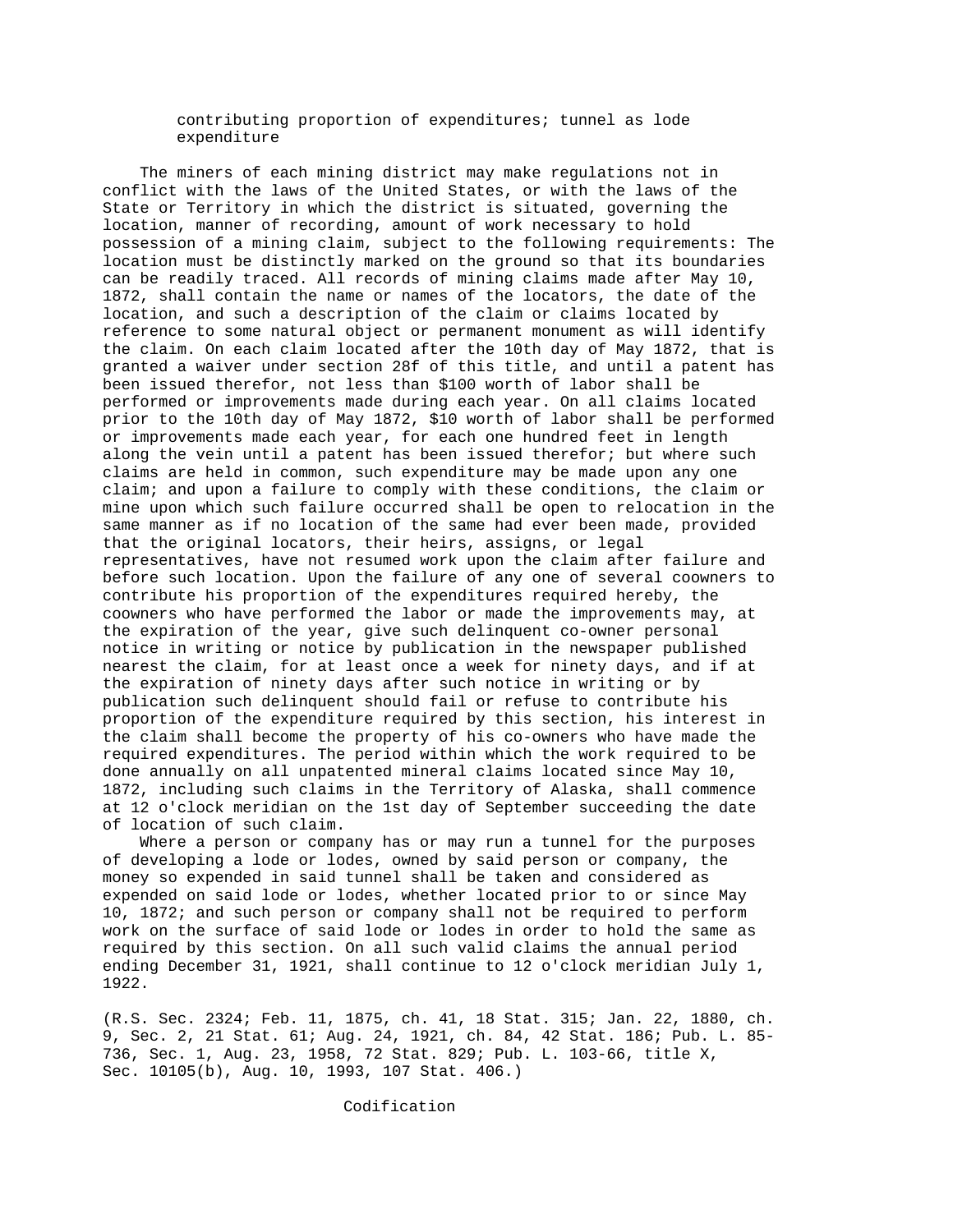contributing proportion of expenditures; tunnel as lode expenditure

The miners of each mining district may make regulations not in conflict with the laws of the United States, or with the laws of the State or Territory in which the district is situated, governing the location, manner of recording, amount of work necessary to hold possession of a mining claim, subject to the following requirements: The location must be distinctly marked on the ground so that its boundaries can be readily traced. All records of mining claims made after May 10, 1872, shall contain the name or names of the locators, the date of the location, and such a description of the claim or claims located by reference to some natural object or permanent monument as will identify the claim. On each claim located after the 10th day of May 1872, that is granted a waiver under section 28f of this title, and until a patent has been issued therefor, not less than $100 worth of labor shall be performed or improvements made during each year. On all claims located prior to the 10th day of May 1872, $10 worth of labor shall be performed or improvements made each year, for each one hundred feet in length along the vein until a patent has been issued therefor; but where such claims are held in common, such expenditure may be made upon any one claim; and upon a failure to comply with these conditions, the claim or mine upon which such failure occurred shall be open to relocation in the same manner as if no location of the same had ever been made, provided that the original locators, their heirs, assigns, or legal representatives, have not resumed work upon the claim after failure and before such location. Upon the failure of any one of several coowners to contribute his proportion of the expenditures required hereby, the coowners who have performed the labor or made the improvements may, at the expiration of the year, give such delinquent co-owner personal notice in writing or notice by publication in the newspaper published nearest the claim, for at least once a week for ninety days, and if at the expiration of ninety days after such notice in writing or by publication such delinquent should fail or refuse to contribute his proportion of the expenditure required by this section, his interest in the claim shall become the property of his co-owners who have made the required expenditures. The period within which the work required to be done annually on all unpatented mineral claims located since May 10, 1872, including such claims in the Territory of Alaska, shall commence at 12 o'clock meridian on the 1st day of September succeeding the date of location of such claim.

Where a person or company has or may run a tunnel for the purposes of developing a lode or lodes, owned by said person or company, the money so expended in said tunnel shall be taken and considered as expended on said lode or lodes, whether located prior to or since May 10, 1872; and such person or company shall not be required to perform work on the surface of said lode or lodes in order to hold the same as required by this section. On all such valid claims the annual period ending December 31, 1921, shall continue to 12 o'clock meridian July 1, 1922.

(R.S. Sec. 2324; Feb. 11, 1875, ch. 41, 18 Stat. 315; Jan. 22, 1880, ch. 9, Sec. 2, 21 Stat. 61; Aug. 24, 1921, ch. 84, 42 Stat. 186; Pub. L. 85-736, Sec. 1, Aug. 23, 1958, 72 Stat. 829; Pub. L. 103-66, title X, Sec. 10105(b), Aug. 10, 1993, 107 Stat. 406.)

## Codification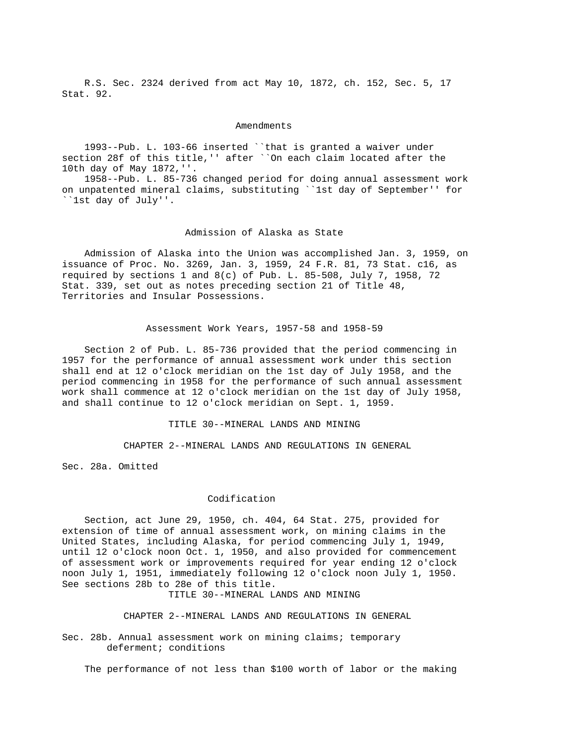R.S. Sec. 2324 derived from act May 10, 1872, ch. 152, Sec. 5, 17 Stat. 92.

## Amendments

1993--Pub. L. 103-66 inserted ``that is granted a waiver under section 28f of this title,'' after ``On each claim located after the 10th day of May 1872,''.

1958--Pub. L. 85-736 changed period for doing annual assessment work on unpatented mineral claims, substituting ``1st day of September'' for ``1st day of July''.

## Admission of Alaska as State

Admission of Alaska into the Union was accomplished Jan. 3, 1959, on issuance of Proc. No. 3269, Jan. 3, 1959, 24 F.R. 81, 73 Stat. c16, as required by sections 1 and 8(c) of Pub. L. 85-508, July 7, 1958, 72 Stat. 339, set out as notes preceding section 21 of Title 48, Territories and Insular Possessions.

## Assessment Work Years, 1957-58 and 1958-59

Section 2 of Pub. L. 85-736 provided that the period commencing in 1957 for the performance of annual assessment work under this section shall end at 12 o'clock meridian on the 1st day of July 1958, and the period commencing in 1958 for the performance of such annual assessment work shall commence at 12 o'clock meridian on the 1st day of July 1958, and shall continue to 12 o'clock meridian on Sept. 1, 1959.

# TITLE 30--MINERAL LANDS AND MINING

## CHAPTER 2--MINERAL LANDS AND REGULATIONS IN GENERAL

Sec. 28a. Omitted

## Codification

Section, act June 29, 1950, ch. 404, 64 Stat. 275, provided for extension of time of annual assessment work, on mining claims in the United States, including Alaska, for period commencing July 1, 1949, until 12 o'clock noon Oct. 1, 1950, and also provided for commencement of assessment work or improvements required for year ending 12 o'clock noon July 1, 1951, immediately following 12 o'clock noon July 1, 1950. See sections 28b to 28e of this title.

# TITLE 30--MINERAL LANDS AND MINING

## CHAPTER 2--MINERAL LANDS AND REGULATIONS IN GENERAL

Sec. 28b. Annual assessment work on mining claims; temporary deferment; conditions

The performance of not less than $100 worth of labor or the making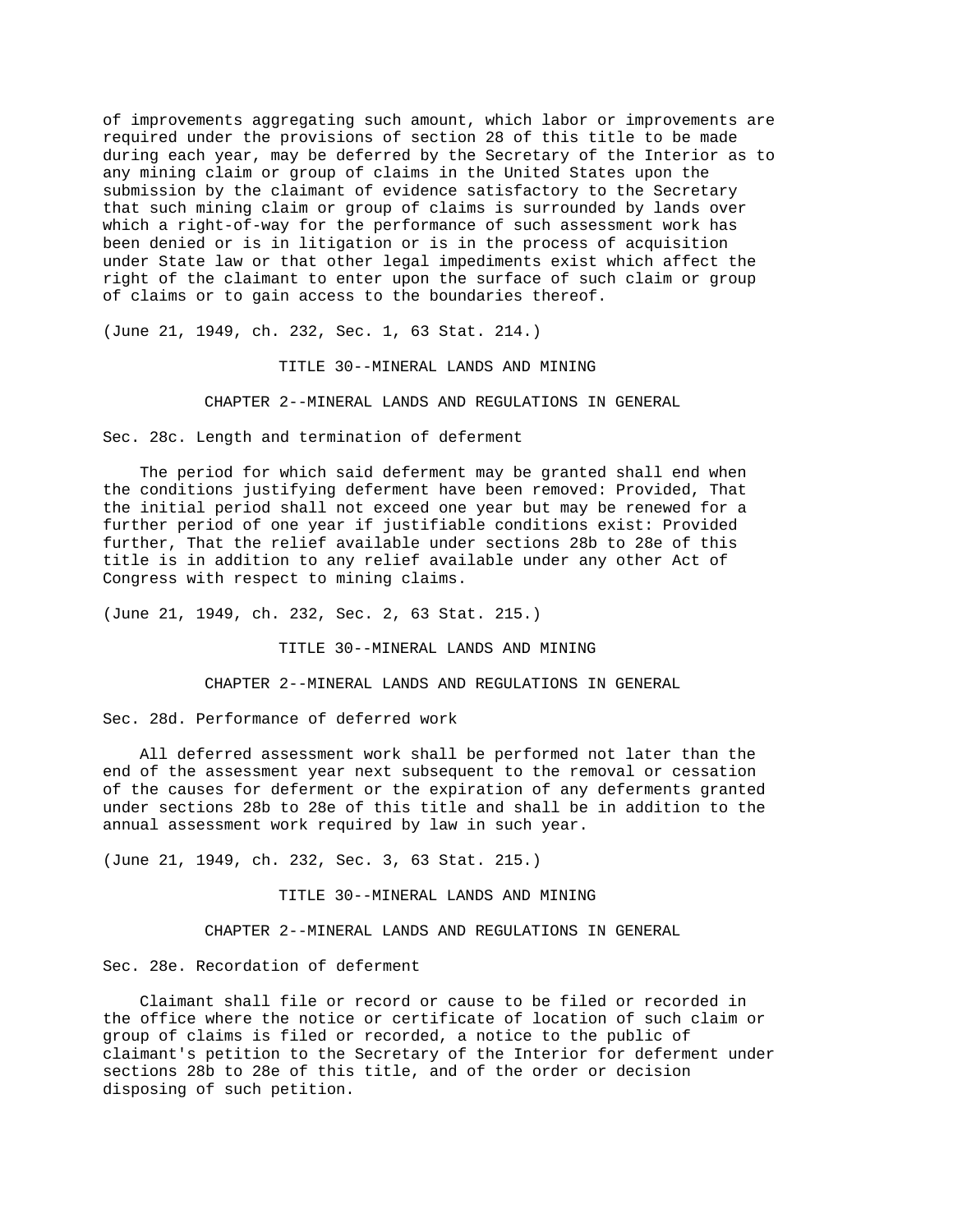of improvements aggregating such amount, which labor or improvements are required under the provisions of section 28 of this title to be made during each year, may be deferred by the Secretary of the Interior as to any mining claim or group of claims in the United States upon the submission by the claimant of evidence satisfactory to the Secretary that such mining claim or group of claims is surrounded by lands over which a right-of-way for the performance of such assessment work has been denied or is in litigation or is in the process of acquisition under State law or that other legal impediments exist which affect the right of the claimant to enter upon the surface of such claim or group of claims or to gain access to the boundaries thereof.

(June 21, 1949, ch. 232, Sec. 1, 63 Stat. 214.)

TITLE 30--MINERAL LANDS AND MINING

CHAPTER 2--MINERAL LANDS AND REGULATIONS IN GENERAL

Sec. 28c. Length and termination of deferment

The period for which said deferment may be granted shall end when the conditions justifying deferment have been removed: Provided, That the initial period shall not exceed one year but may be renewed for a further period of one year if justifiable conditions exist: Provided further, That the relief available under sections 28b to 28e of this title is in addition to any relief available under any other Act of Congress with respect to mining claims.

(June 21, 1949, ch. 232, Sec. 2, 63 Stat. 215.)

TITLE 30--MINERAL LANDS AND MINING

CHAPTER 2--MINERAL LANDS AND REGULATIONS IN GENERAL

Sec. 28d. Performance of deferred work

All deferred assessment work shall be performed not later than the end of the assessment year next subsequent to the removal or cessation of the causes for deferment or the expiration of any deferments granted under sections 28b to 28e of this title and shall be in addition to the annual assessment work required by law in such year.

(June 21, 1949, ch. 232, Sec. 3, 63 Stat. 215.)

TITLE 30--MINERAL LANDS AND MINING

CHAPTER 2--MINERAL LANDS AND REGULATIONS IN GENERAL

Sec. 28e. Recordation of deferment

Claimant shall file or record or cause to be filed or recorded in the office where the notice or certificate of location of such claim or group of claims is filed or recorded, a notice to the public of claimant's petition to the Secretary of the Interior for deferment under sections 28b to 28e of this title, and of the order or decision disposing of such petition.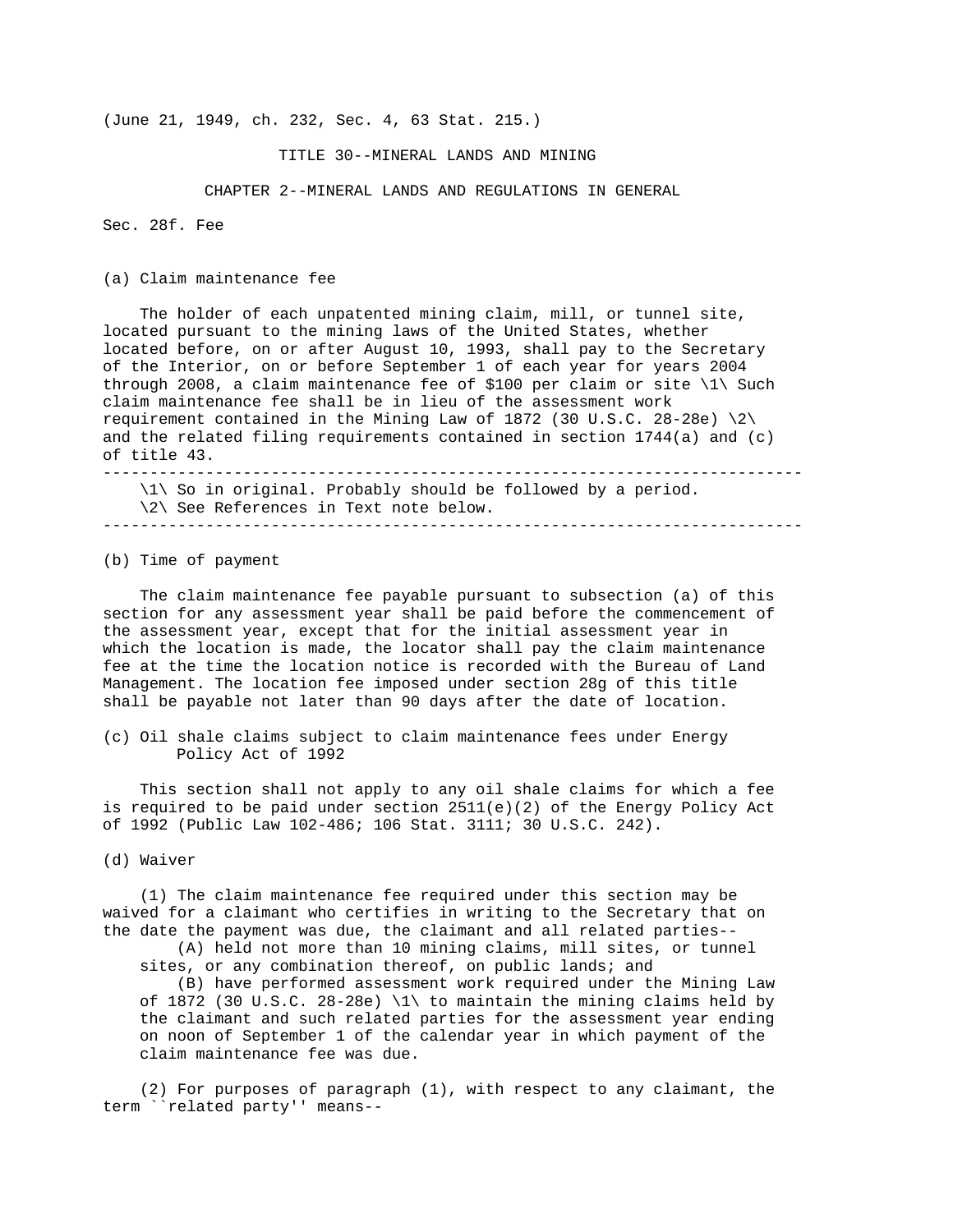(June 21, 1949, ch. 232, Sec. 4, 63 Stat. 215.)

# TITLE 30--MINERAL LANDS AND MINING

## CHAPTER 2--MINERAL LANDS AND REGULATIONS IN GENERAL

### Sec. 28f. Fee

#### (a) Claim maintenance fee

The holder of each unpatented mining claim, mill, or tunnel site, located pursuant to the mining laws of the United States, whether located before, on or after August 10, 1993, shall pay to the Secretary of the Interior, on or before September 1 of each year for years 2004 through 2008, a claim maintenance fee of $100 per claim or site \1\ Such claim maintenance fee shall be in lieu of the assessment work requirement contained in the Mining Law of 1872 (30 U.S.C. 28-28e) \2\ and the related filing requirements contained in section 1744(a) and (c) of title 43.

---

\1\ So in original. Probably should be followed by a period.
\2\ See References in Text note below.

---

#### (b) Time of payment

The claim maintenance fee payable pursuant to subsection (a) of this section for any assessment year shall be paid before the commencement of the assessment year, except that for the initial assessment year in which the location is made, the locator shall pay the claim maintenance fee at the time the location notice is recorded with the Bureau of Land Management. The location fee imposed under section 28g of this title shall be payable not later than 90 days after the date of location.

#### (c) Oil shale claims subject to claim maintenance fees under Energy Policy Act of 1992

This section shall not apply to any oil shale claims for which a fee is required to be paid under section 2511(e)(2) of the Energy Policy Act of 1992 (Public Law 102-486; 106 Stat. 3111; 30 U.S.C. 242).

#### (d) Waiver

(1) The claim maintenance fee required under this section may be waived for a claimant who certifies in writing to the Secretary that on the date the payment was due, the claimant and all related parties--

(A) held not more than 10 mining claims, mill sites, or tunnel sites, or any combination thereof, on public lands; and

(B) have performed assessment work required under the Mining Law of 1872 (30 U.S.C. 28-28e) \1\ to maintain the mining claims held by the claimant and such related parties for the assessment year ending on noon of September 1 of the calendar year in which payment of the claim maintenance fee was due.

(2) For purposes of paragraph (1), with respect to any claimant, the term ``related party'' means--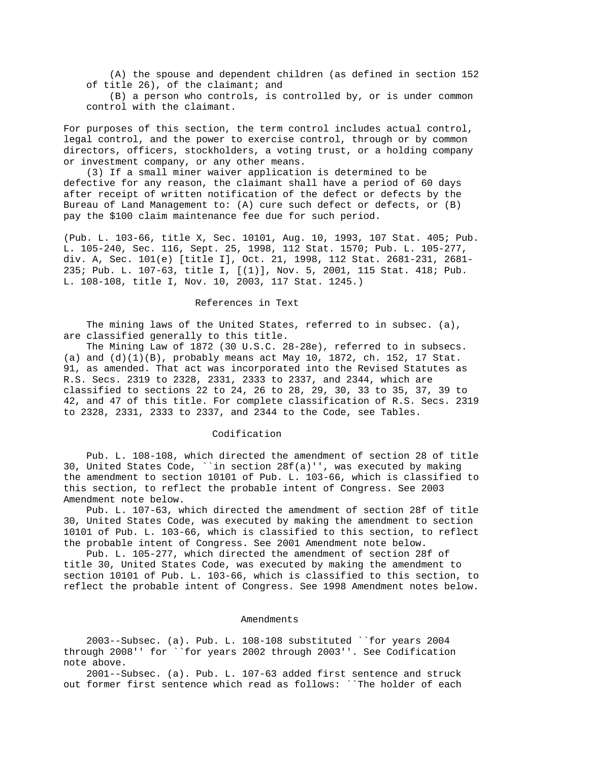(A) the spouse and dependent children (as defined in section 152 of title 26), of the claimant; and

(B) a person who controls, is controlled by, or is under common control with the claimant.

For purposes of this section, the term control includes actual control, legal control, and the power to exercise control, through or by common directors, officers, stockholders, a voting trust, or a holding company or investment company, or any other means.

(3) If a small miner waiver application is determined to be defective for any reason, the claimant shall have a period of 60 days after receipt of written notification of the defect or defects by the Bureau of Land Management to: (A) cure such defect or defects, or (B) pay the $100 claim maintenance fee due for such period.

(Pub. L. 103-66, title X, Sec. 10101, Aug. 10, 1993, 107 Stat. 405; Pub. L. 105-240, Sec. 116, Sept. 25, 1998, 112 Stat. 1570; Pub. L. 105-277, div. A, Sec. 101(e) [title I], Oct. 21, 1998, 112 Stat. 2681-231, 2681-235; Pub. L. 107-63, title I, [(1)], Nov. 5, 2001, 115 Stat. 418; Pub. L. 108-108, title I, Nov. 10, 2003, 117 Stat. 1245.)

## References in Text

The mining laws of the United States, referred to in subsec. (a), are classified generally to this title.

The Mining Law of 1872 (30 U.S.C. 28-28e), referred to in subsecs. (a) and (d)(1)(B), probably means act May 10, 1872, ch. 152, 17 Stat. 91, as amended. That act was incorporated into the Revised Statutes as R.S. Secs. 2319 to 2328, 2331, 2333 to 2337, and 2344, which are classified to sections 22 to 24, 26 to 28, 29, 30, 33 to 35, 37, 39 to 42, and 47 of this title. For complete classification of R.S. Secs. 2319 to 2328, 2331, 2333 to 2337, and 2344 to the Code, see Tables.

## Codification

Pub. L. 108-108, which directed the amendment of section 28 of title 30, United States Code, ``in section 28f(a)'', was executed by making the amendment to section 10101 of Pub. L. 103-66, which is classified to this section, to reflect the probable intent of Congress. See 2003 Amendment note below.

Pub. L. 107-63, which directed the amendment of section 28f of title 30, United States Code, was executed by making the amendment to section 10101 of Pub. L. 103-66, which is classified to this section, to reflect the probable intent of Congress. See 2001 Amendment note below.

Pub. L. 105-277, which directed the amendment of section 28f of title 30, United States Code, was executed by making the amendment to section 10101 of Pub. L. 103-66, which is classified to this section, to reflect the probable intent of Congress. See 1998 Amendment notes below.

## Amendments

2003--Subsec. (a). Pub. L. 108-108 substituted ``for years 2004 through 2008'' for ``for years 2002 through 2003''. See Codification note above.

2001--Subsec. (a). Pub. L. 107-63 added first sentence and struck out former first sentence which read as follows: ``The holder of each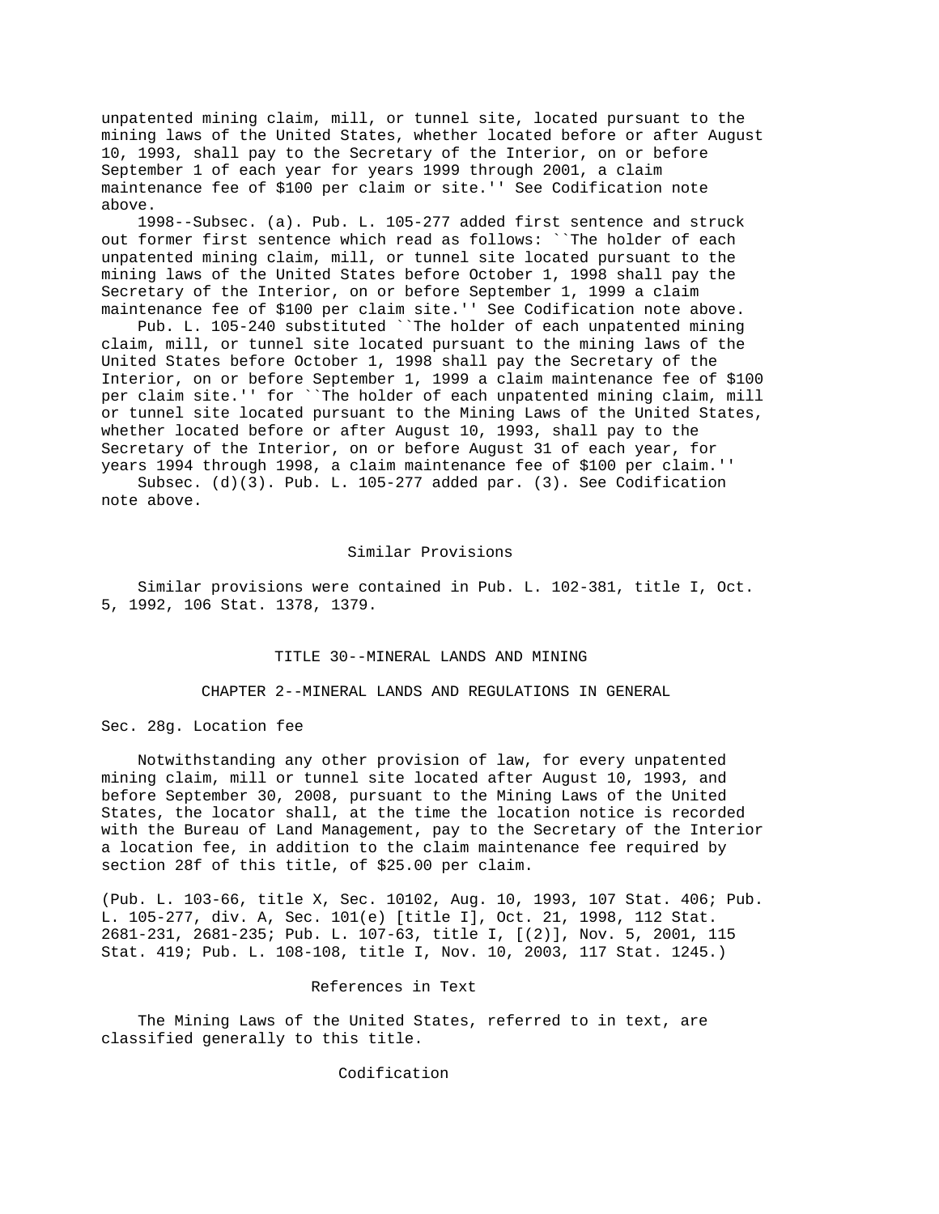unpatented mining claim, mill, or tunnel site, located pursuant to the mining laws of the United States, whether located before or after August 10, 1993, shall pay to the Secretary of the Interior, on or before September 1 of each year for years 1999 through 2001, a claim maintenance fee of $100 per claim or site.'' See Codification note above.

1998--Subsec. (a). Pub. L. 105-277 added first sentence and struck out former first sentence which read as follows: ``The holder of each unpatented mining claim, mill, or tunnel site located pursuant to the mining laws of the United States before October 1, 1998 shall pay the Secretary of the Interior, on or before September 1, 1999 a claim maintenance fee of $100 per claim site.'' See Codification note above.

Pub. L. 105-240 substituted ``The holder of each unpatented mining claim, mill, or tunnel site located pursuant to the mining laws of the United States before October 1, 1998 shall pay the Secretary of the Interior, on or before September 1, 1999 a claim maintenance fee of $100 per claim site.'' for ``The holder of each unpatented mining claim, mill or tunnel site located pursuant to the Mining Laws of the United States, whether located before or after August 10, 1993, shall pay to the Secretary of the Interior, on or before August 31 of each year, for years 1994 through 1998, a claim maintenance fee of $100 per claim.''

Subsec. (d)(3). Pub. L. 105-277 added par. (3). See Codification note above.

## Similar Provisions

Similar provisions were contained in Pub. L. 102-381, title I, Oct. 5, 1992, 106 Stat. 1378, 1379.

# TITLE 30--MINERAL LANDS AND MINING

## CHAPTER 2--MINERAL LANDS AND REGULATIONS IN GENERAL

### Sec. 28g. Location fee

Notwithstanding any other provision of law, for every unpatented mining claim, mill or tunnel site located after August 10, 1993, and before September 30, 2008, pursuant to the Mining Laws of the United States, the locator shall, at the time the location notice is recorded with the Bureau of Land Management, pay to the Secretary of the Interior a location fee, in addition to the claim maintenance fee required by section 28f of this title, of $25.00 per claim.

(Pub. L. 103-66, title X, Sec. 10102, Aug. 10, 1993, 107 Stat. 406; Pub. L. 105-277, div. A, Sec. 101(e) [title I], Oct. 21, 1998, 112 Stat. 2681-231, 2681-235; Pub. L. 107-63, title I, [(2)], Nov. 5, 2001, 115 Stat. 419; Pub. L. 108-108, title I, Nov. 10, 2003, 117 Stat. 1245.)

## References in Text

The Mining Laws of the United States, referred to in text, are classified generally to this title.

## Codification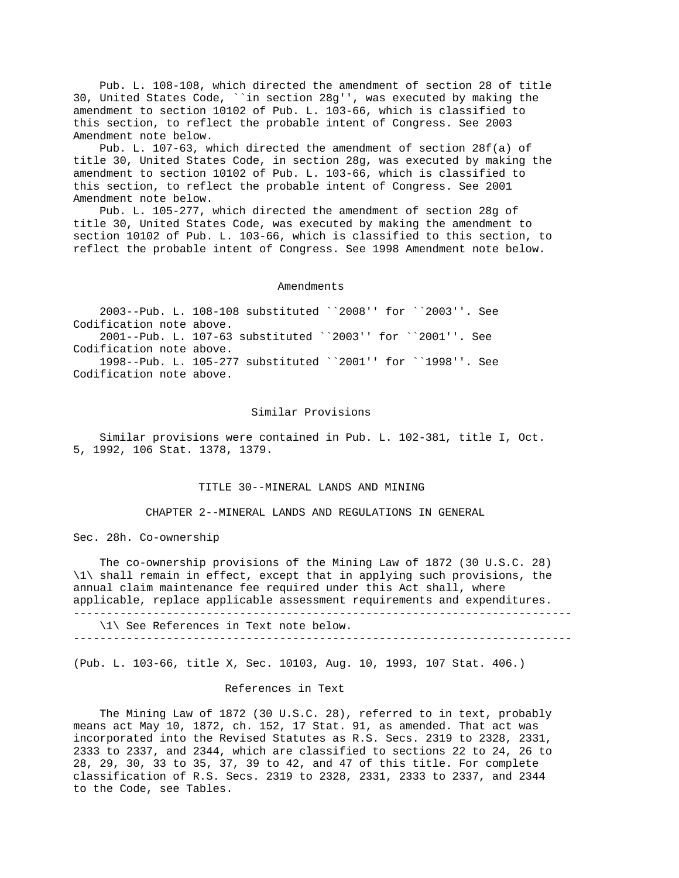Pub. L. 108-108, which directed the amendment of section 28 of title 30, United States Code, ``in section 28g'', was executed by making the amendment to section 10102 of Pub. L. 103-66, which is classified to this section, to reflect the probable intent of Congress. See 2003 Amendment note below.

Pub. L. 107-63, which directed the amendment of section 28f(a) of title 30, United States Code, in section 28g, was executed by making the amendment to section 10102 of Pub. L. 103-66, which is classified to this section, to reflect the probable intent of Congress. See 2001 Amendment note below.

Pub. L. 105-277, which directed the amendment of section 28g of title 30, United States Code, was executed by making the amendment to section 10102 of Pub. L. 103-66, which is classified to this section, to reflect the probable intent of Congress. See 1998 Amendment note below.

### Amendments

2003--Pub. L. 108-108 substituted ``2008'' for ``2003''. See Codification note above.

2001--Pub. L. 107-63 substituted ``2003'' for ``2001''. See Codification note above.

1998--Pub. L. 105-277 substituted ``2001'' for ``1998''. See Codification note above.

### Similar Provisions

Similar provisions were contained in Pub. L. 102-381, title I, Oct. 5, 1992, 106 Stat. 1378, 1379.

## TITLE 30--MINERAL LANDS AND MINING

## CHAPTER 2--MINERAL LANDS AND REGULATIONS IN GENERAL

### Sec. 28h. Co-ownership

The co-ownership provisions of the Mining Law of 1872 (30 U.S.C. 28) \1\ shall remain in effect, except that in applying such provisions, the annual claim maintenance fee required under this Act shall, where applicable, replace applicable assessment requirements and expenditures.

---

\1\ See References in Text note below.

---

(Pub. L. 103-66, title X, Sec. 10103, Aug. 10, 1993, 107 Stat. 406.)

### References in Text

The Mining Law of 1872 (30 U.S.C. 28), referred to in text, probably means act May 10, 1872, ch. 152, 17 Stat. 91, as amended. That act was incorporated into the Revised Statutes as R.S. Secs. 2319 to 2328, 2331, 2333 to 2337, and 2344, which are classified to sections 22 to 24, 26 to 28, 29, 30, 33 to 35, 37, 39 to 42, and 47 of this title. For complete classification of R.S. Secs. 2319 to 2328, 2331, 2333 to 2337, and 2344 to the Code, see Tables.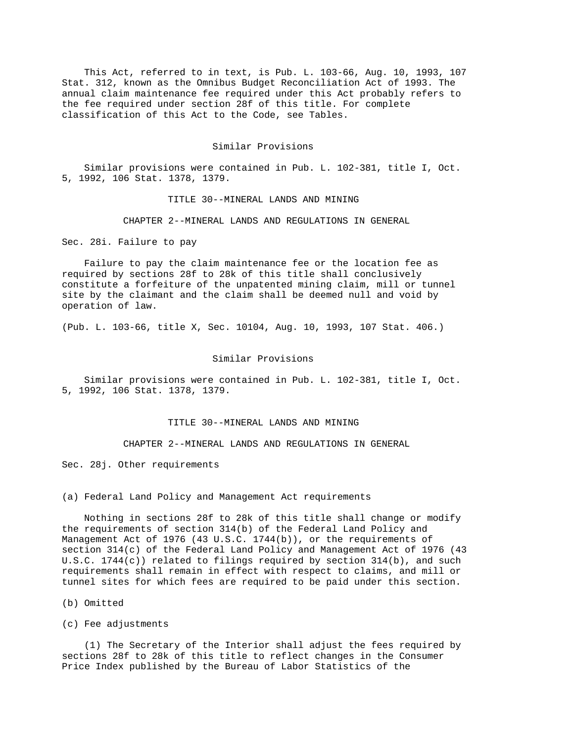This Act, referred to in text, is Pub. L. 103-66, Aug. 10, 1993, 107 Stat. 312, known as the Omnibus Budget Reconciliation Act of 1993. The annual claim maintenance fee required under this Act probably refers to the fee required under section 28f of this title. For complete classification of this Act to the Code, see Tables.

### Similar Provisions

Similar provisions were contained in Pub. L. 102-381, title I, Oct. 5, 1992, 106 Stat. 1378, 1379.

## TITLE 30--MINERAL LANDS AND MINING

## CHAPTER 2--MINERAL LANDS AND REGULATIONS IN GENERAL

### Sec. 28i. Failure to pay

Failure to pay the claim maintenance fee or the location fee as required by sections 28f to 28k of this title shall conclusively constitute a forfeiture of the unpatented mining claim, mill or tunnel site by the claimant and the claim shall be deemed null and void by operation of law.

(Pub. L. 103-66, title X, Sec. 10104, Aug. 10, 1993, 107 Stat. 406.)

### Similar Provisions

Similar provisions were contained in Pub. L. 102-381, title I, Oct. 5, 1992, 106 Stat. 1378, 1379.

## TITLE 30--MINERAL LANDS AND MINING

## CHAPTER 2--MINERAL LANDS AND REGULATIONS IN GENERAL

### Sec. 28j. Other requirements

(a) Federal Land Policy and Management Act requirements

Nothing in sections 28f to 28k of this title shall change or modify the requirements of section 314(b) of the Federal Land Policy and Management Act of 1976 (43 U.S.C. 1744(b)), or the requirements of section 314(c) of the Federal Land Policy and Management Act of 1976 (43 U.S.C. 1744(c)) related to filings required by section 314(b), and such requirements shall remain in effect with respect to claims, and mill or tunnel sites for which fees are required to be paid under this section.

(b) Omitted

(c) Fee adjustments

(1) The Secretary of the Interior shall adjust the fees required by sections 28f to 28k of this title to reflect changes in the Consumer Price Index published by the Bureau of Labor Statistics of the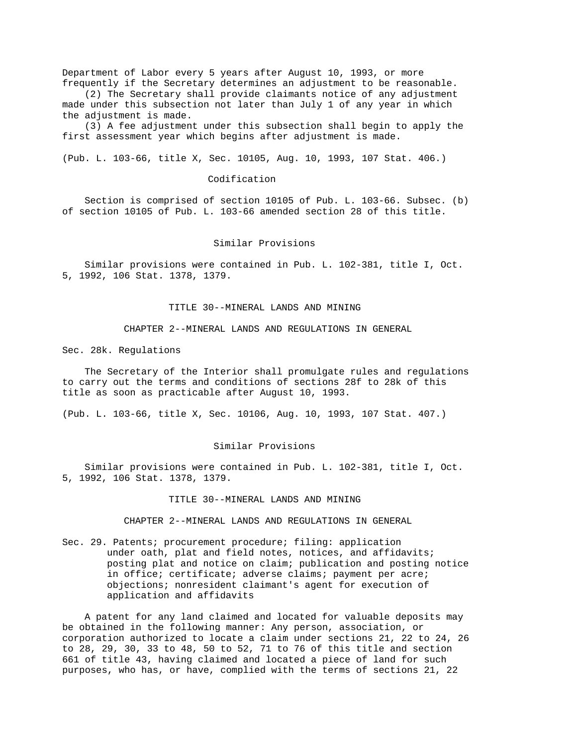Department of Labor every 5 years after August 10, 1993, or more frequently if the Secretary determines an adjustment to be reasonable.

(2) The Secretary shall provide claimants notice of any adjustment made under this subsection not later than July 1 of any year in which the adjustment is made.

(3) A fee adjustment under this subsection shall begin to apply the first assessment year which begins after adjustment is made.

(Pub. L. 103-66, title X, Sec. 10105, Aug. 10, 1993, 107 Stat. 406.)

### Codification

Section is comprised of section 10105 of Pub. L. 103-66. Subsec. (b) of section 10105 of Pub. L. 103-66 amended section 28 of this title.

### Similar Provisions

Similar provisions were contained in Pub. L. 102-381, title I, Oct. 5, 1992, 106 Stat. 1378, 1379.

# TITLE 30--MINERAL LANDS AND MINING

## CHAPTER 2--MINERAL LANDS AND REGULATIONS IN GENERAL

### Sec. 28k. Regulations

The Secretary of the Interior shall promulgate rules and regulations to carry out the terms and conditions of sections 28f to 28k of this title as soon as practicable after August 10, 1993.

(Pub. L. 103-66, title X, Sec. 10106, Aug. 10, 1993, 107 Stat. 407.)

### Similar Provisions

Similar provisions were contained in Pub. L. 102-381, title I, Oct. 5, 1992, 106 Stat. 1378, 1379.

# TITLE 30--MINERAL LANDS AND MINING

## CHAPTER 2--MINERAL LANDS AND REGULATIONS IN GENERAL

### Sec. 29. Patents; procurement procedure; filing: application under oath, plat and field notes, notices, and affidavits; posting plat and notice on claim; publication and posting notice in office; certificate; adverse claims; payment per acre; objections; nonresident claimant's agent for execution of application and affidavits

A patent for any land claimed and located for valuable deposits may be obtained in the following manner: Any person, association, or corporation authorized to locate a claim under sections 21, 22 to 24, 26 to 28, 29, 30, 33 to 48, 50 to 52, 71 to 76 of this title and section 661 of title 43, having claimed and located a piece of land for such purposes, who has, or have, complied with the terms of sections 21, 22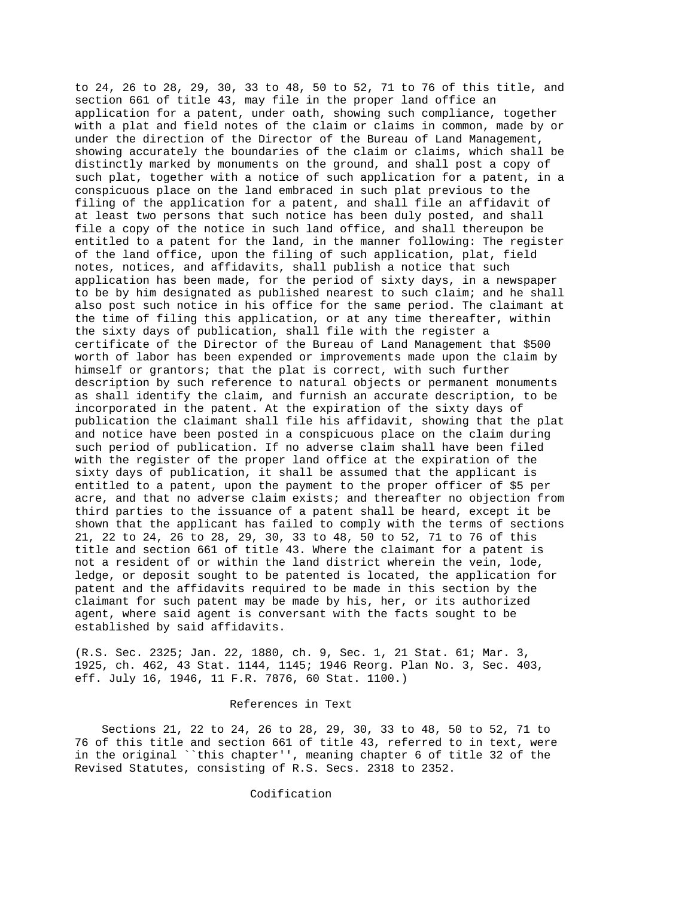to 24, 26 to 28, 29, 30, 33 to 48, 50 to 52, 71 to 76 of this title, and section 661 of title 43, may file in the proper land office an application for a patent, under oath, showing such compliance, together with a plat and field notes of the claim or claims in common, made by or under the direction of the Director of the Bureau of Land Management, showing accurately the boundaries of the claim or claims, which shall be distinctly marked by monuments on the ground, and shall post a copy of such plat, together with a notice of such application for a patent, in a conspicuous place on the land embraced in such plat previous to the filing of the application for a patent, and shall file an affidavit of at least two persons that such notice has been duly posted, and shall file a copy of the notice in such land office, and shall thereupon be entitled to a patent for the land, in the manner following: The register of the land office, upon the filing of such application, plat, field notes, notices, and affidavits, shall publish a notice that such application has been made, for the period of sixty days, in a newspaper to be by him designated as published nearest to such claim; and he shall also post such notice in his office for the same period. The claimant at the time of filing this application, or at any time thereafter, within the sixty days of publication, shall file with the register a certificate of the Director of the Bureau of Land Management that $500 worth of labor has been expended or improvements made upon the claim by himself or grantors; that the plat is correct, with such further description by such reference to natural objects or permanent monuments as shall identify the claim, and furnish an accurate description, to be incorporated in the patent. At the expiration of the sixty days of publication the claimant shall file his affidavit, showing that the plat and notice have been posted in a conspicuous place on the claim during such period of publication. If no adverse claim shall have been filed with the register of the proper land office at the expiration of the sixty days of publication, it shall be assumed that the applicant is entitled to a patent, upon the payment to the proper officer of $5 per acre, and that no adverse claim exists; and thereafter no objection from third parties to the issuance of a patent shall be heard, except it be shown that the applicant has failed to comply with the terms of sections 21, 22 to 24, 26 to 28, 29, 30, 33 to 48, 50 to 52, 71 to 76 of this title and section 661 of title 43. Where the claimant for a patent is not a resident of or within the land district wherein the vein, lode, ledge, or deposit sought to be patented is located, the application for patent and the affidavits required to be made in this section by the claimant for such patent may be made by his, her, or its authorized agent, where said agent is conversant with the facts sought to be established by said affidavits.

(R.S. Sec. 2325; Jan. 22, 1880, ch. 9, Sec. 1, 21 Stat. 61; Mar. 3, 1925, ch. 462, 43 Stat. 1144, 1145; 1946 Reorg. Plan No. 3, Sec. 403, eff. July 16, 1946, 11 F.R. 7876, 60 Stat. 1100.)

## References in Text

Sections 21, 22 to 24, 26 to 28, 29, 30, 33 to 48, 50 to 52, 71 to 76 of this title and section 661 of title 43, referred to in text, were in the original ``this chapter'', meaning chapter 6 of title 32 of the Revised Statutes, consisting of R.S. Secs. 2318 to 2352.

## Codification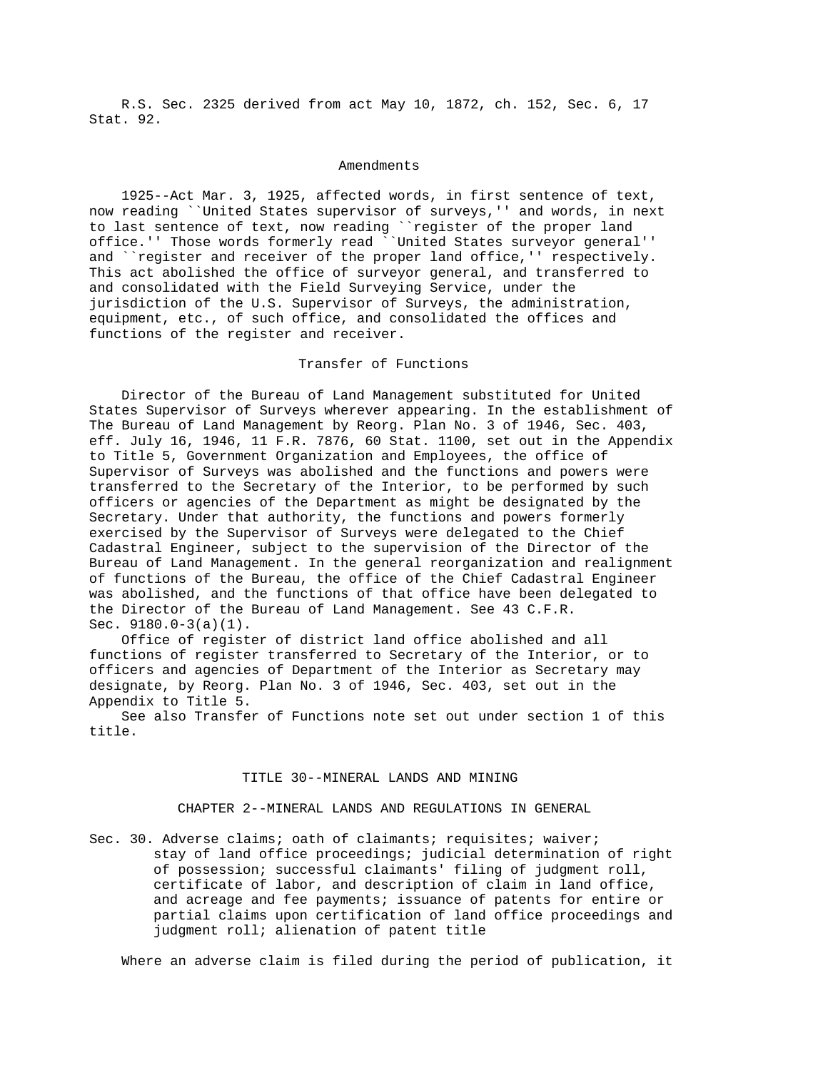R.S. Sec. 2325 derived from act May 10, 1872, ch. 152, Sec. 6, 17 Stat. 92.

## Amendments

1925--Act Mar. 3, 1925, affected words, in first sentence of text, now reading ``United States supervisor of surveys,'' and words, in next to last sentence of text, now reading ``register of the proper land office.'' Those words formerly read ``United States surveyor general'' and ``register and receiver of the proper land office,'' respectively. This act abolished the office of surveyor general, and transferred to and consolidated with the Field Surveying Service, under the jurisdiction of the U.S. Supervisor of Surveys, the administration, equipment, etc., of such office, and consolidated the offices and functions of the register and receiver.

## Transfer of Functions

Director of the Bureau of Land Management substituted for United States Supervisor of Surveys wherever appearing. In the establishment of The Bureau of Land Management by Reorg. Plan No. 3 of 1946, Sec. 403, eff. July 16, 1946, 11 F.R. 7876, 60 Stat. 1100, set out in the Appendix to Title 5, Government Organization and Employees, the office of Supervisor of Surveys was abolished and the functions and powers were transferred to the Secretary of the Interior, to be performed by such officers or agencies of the Department as might be designated by the Secretary. Under that authority, the functions and powers formerly exercised by the Supervisor of Surveys were delegated to the Chief Cadastral Engineer, subject to the supervision of the Director of the Bureau of Land Management. In the general reorganization and realignment of functions of the Bureau, the office of the Chief Cadastral Engineer was abolished, and the functions of that office have been delegated to the Director of the Bureau of Land Management. See 43 C.F.R. Sec. 9180.0-3(a)(1).

Office of register of district land office abolished and all functions of register transferred to Secretary of the Interior, or to officers and agencies of Department of the Interior as Secretary may designate, by Reorg. Plan No. 3 of 1946, Sec. 403, set out in the Appendix to Title 5.

See also Transfer of Functions note set out under section 1 of this title.

# TITLE 30--MINERAL LANDS AND MINING

## CHAPTER 2--MINERAL LANDS AND REGULATIONS IN GENERAL

### Sec. 30. Adverse claims; oath of claimants; requisites; waiver; stay of land office proceedings; judicial determination of right of possession; successful claimants' filing of judgment roll, certificate of labor, and description of claim in land office, and acreage and fee payments; issuance of patents for entire or partial claims upon certification of land office proceedings and judgment roll; alienation of patent title

Where an adverse claim is filed during the period of publication, it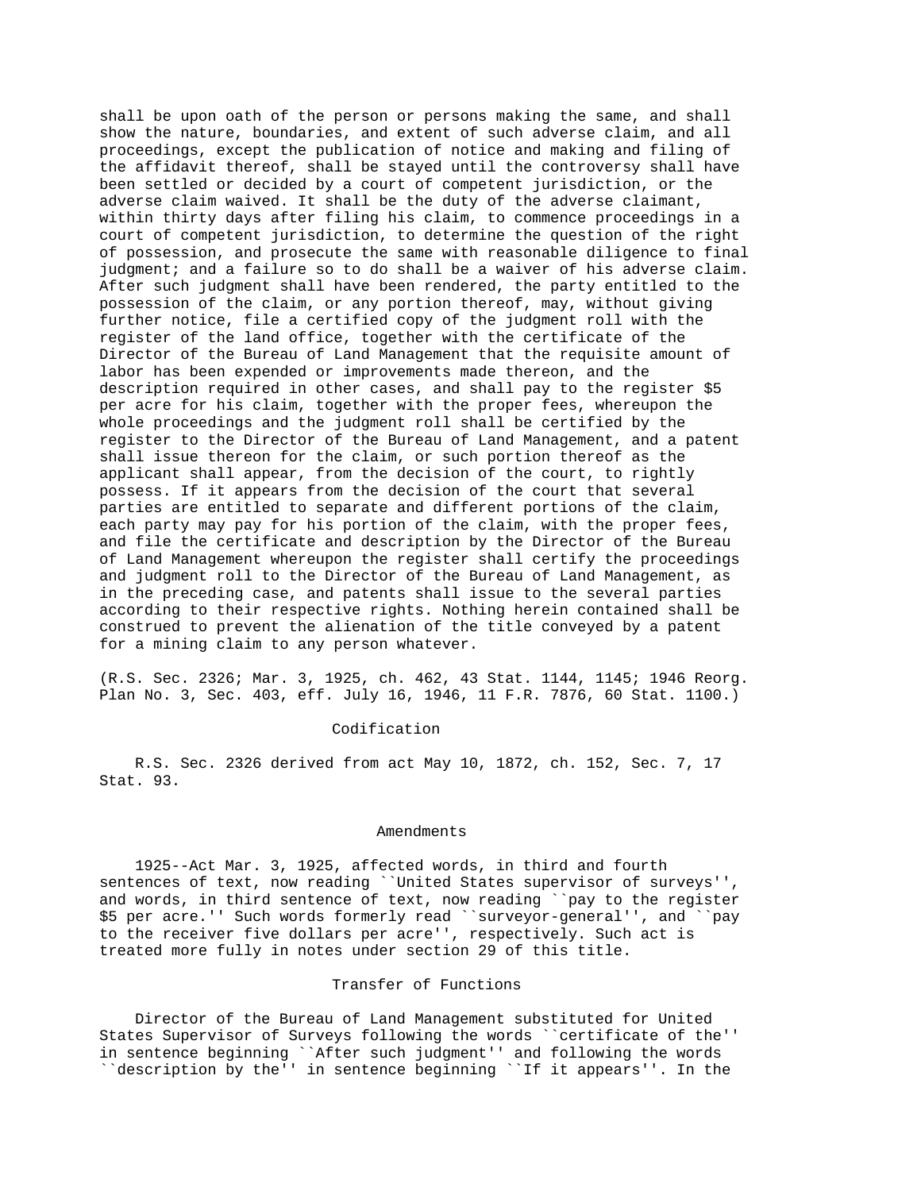shall be upon oath of the person or persons making the same, and shall show the nature, boundaries, and extent of such adverse claim, and all proceedings, except the publication of notice and making and filing of the affidavit thereof, shall be stayed until the controversy shall have been settled or decided by a court of competent jurisdiction, or the adverse claim waived. It shall be the duty of the adverse claimant, within thirty days after filing his claim, to commence proceedings in a court of competent jurisdiction, to determine the question of the right of possession, and prosecute the same with reasonable diligence to final judgment; and a failure so to do shall be a waiver of his adverse claim. After such judgment shall have been rendered, the party entitled to the possession of the claim, or any portion thereof, may, without giving further notice, file a certified copy of the judgment roll with the register of the land office, together with the certificate of the Director of the Bureau of Land Management that the requisite amount of labor has been expended or improvements made thereon, and the description required in other cases, and shall pay to the register $5 per acre for his claim, together with the proper fees, whereupon the whole proceedings and the judgment roll shall be certified by the register to the Director of the Bureau of Land Management, and a patent shall issue thereon for the claim, or such portion thereof as the applicant shall appear, from the decision of the court, to rightly possess. If it appears from the decision of the court that several parties are entitled to separate and different portions of the claim, each party may pay for his portion of the claim, with the proper fees, and file the certificate and description by the Director of the Bureau of Land Management whereupon the register shall certify the proceedings and judgment roll to the Director of the Bureau of Land Management, as in the preceding case, and patents shall issue to the several parties according to their respective rights. Nothing herein contained shall be construed to prevent the alienation of the title conveyed by a patent for a mining claim to any person whatever.

(R.S. Sec. 2326; Mar. 3, 1925, ch. 462, 43 Stat. 1144, 1145; 1946 Reorg. Plan No. 3, Sec. 403, eff. July 16, 1946, 11 F.R. 7876, 60 Stat. 1100.)

## Codification

R.S. Sec. 2326 derived from act May 10, 1872, ch. 152, Sec. 7, 17 Stat. 93.

## Amendments

1925--Act Mar. 3, 1925, affected words, in third and fourth sentences of text, now reading ``United States supervisor of surveys'', and words, in third sentence of text, now reading ``pay to the register $5 per acre.'' Such words formerly read ``surveyor-general'', and ``pay to the receiver five dollars per acre'', respectively. Such act is treated more fully in notes under section 29 of this title.

## Transfer of Functions

Director of the Bureau of Land Management substituted for United States Supervisor of Surveys following the words ``certificate of the'' in sentence beginning ``After such judgment'' and following the words ``description by the'' in sentence beginning ``If it appears''. In the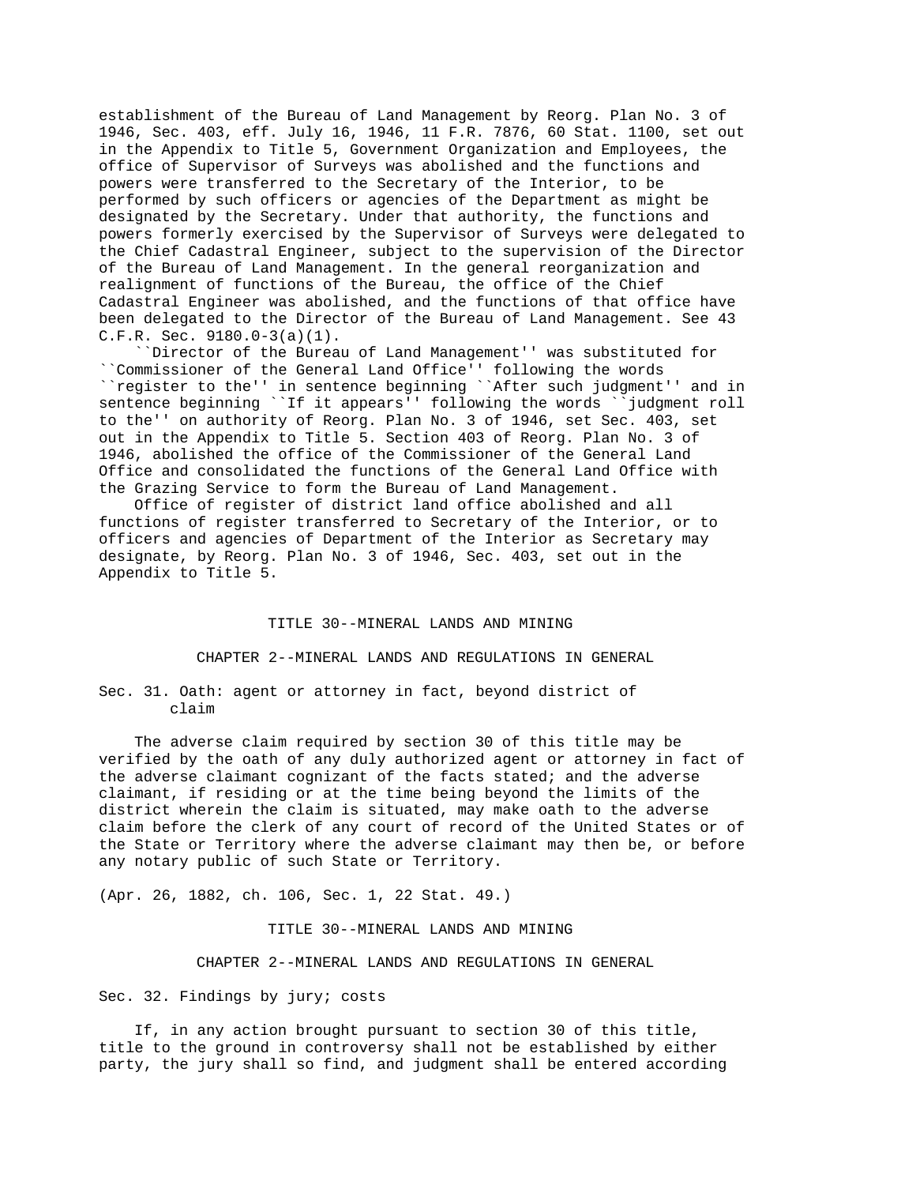establishment of the Bureau of Land Management by Reorg. Plan No. 3 of 1946, Sec. 403, eff. July 16, 1946, 11 F.R. 7876, 60 Stat. 1100, set out in the Appendix to Title 5, Government Organization and Employees, the office of Supervisor of Surveys was abolished and the functions and powers were transferred to the Secretary of the Interior, to be performed by such officers or agencies of the Department as might be designated by the Secretary. Under that authority, the functions and powers formerly exercised by the Supervisor of Surveys were delegated to the Chief Cadastral Engineer, subject to the supervision of the Director of the Bureau of Land Management. In the general reorganization and realignment of functions of the Bureau, the office of the Chief Cadastral Engineer was abolished, and the functions of that office have been delegated to the Director of the Bureau of Land Management. See 43 C.F.R. Sec. 9180.0-3(a)(1).

``Director of the Bureau of Land Management'' was substituted for ``Commissioner of the General Land Office'' following the words ``register to the'' in sentence beginning ``After such judgment'' and in sentence beginning ``If it appears'' following the words ``judgment roll to the'' on authority of Reorg. Plan No. 3 of 1946, set Sec. 403, set out in the Appendix to Title 5. Section 403 of Reorg. Plan No. 3 of 1946, abolished the office of the Commissioner of the General Land Office and consolidated the functions of the General Land Office with the Grazing Service to form the Bureau of Land Management.

Office of register of district land office abolished and all functions of register transferred to Secretary of the Interior, or to officers and agencies of Department of the Interior as Secretary may designate, by Reorg. Plan No. 3 of 1946, Sec. 403, set out in the Appendix to Title 5.

# TITLE 30--MINERAL LANDS AND MINING

## CHAPTER 2--MINERAL LANDS AND REGULATIONS IN GENERAL

### Sec. 31. Oath: agent or attorney in fact, beyond district of claim

The adverse claim required by section 30 of this title may be verified by the oath of any duly authorized agent or attorney in fact of the adverse claimant cognizant of the facts stated; and the adverse claimant, if residing or at the time being beyond the limits of the district wherein the claim is situated, may make oath to the adverse claim before the clerk of any court of record of the United States or of the State or Territory where the adverse claimant may then be, or before any notary public of such State or Territory.

(Apr. 26, 1882, ch. 106, Sec. 1, 22 Stat. 49.)

# TITLE 30--MINERAL LANDS AND MINING

## CHAPTER 2--MINERAL LANDS AND REGULATIONS IN GENERAL

### Sec. 32. Findings by jury; costs

If, in any action brought pursuant to section 30 of this title, title to the ground in controversy shall not be established by either party, the jury shall so find, and judgment shall be entered according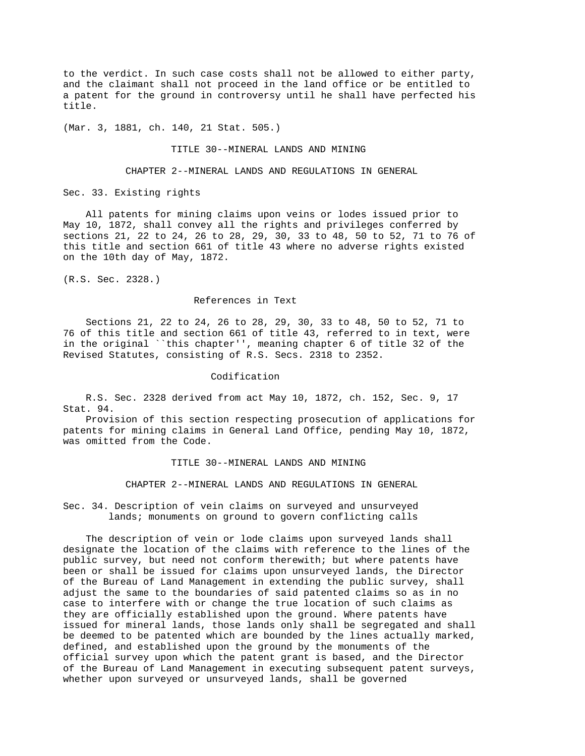to the verdict. In such case costs shall not be allowed to either party, and the claimant shall not proceed in the land office or be entitled to a patent for the ground in controversy until he shall have perfected his title.

(Mar. 3, 1881, ch. 140, 21 Stat. 505.)

TITLE 30--MINERAL LANDS AND MINING

CHAPTER 2--MINERAL LANDS AND REGULATIONS IN GENERAL

## Sec. 33. Existing rights

All patents for mining claims upon veins or lodes issued prior to May 10, 1872, shall convey all the rights and privileges conferred by sections 21, 22 to 24, 26 to 28, 29, 30, 33 to 48, 50 to 52, 71 to 76 of this title and section 661 of title 43 where no adverse rights existed on the 10th day of May, 1872.

(R.S. Sec. 2328.)

### References in Text

Sections 21, 22 to 24, 26 to 28, 29, 30, 33 to 48, 50 to 52, 71 to 76 of this title and section 661 of title 43, referred to in text, were in the original ``this chapter'', meaning chapter 6 of title 32 of the Revised Statutes, consisting of R.S. Secs. 2318 to 2352.

### Codification

R.S. Sec. 2328 derived from act May 10, 1872, ch. 152, Sec. 9, 17 Stat. 94.

Provision of this section respecting prosecution of applications for patents for mining claims in General Land Office, pending May 10, 1872, was omitted from the Code.

TITLE 30--MINERAL LANDS AND MINING

CHAPTER 2--MINERAL LANDS AND REGULATIONS IN GENERAL

## Sec. 34. Description of vein claims on surveyed and unsurveyed lands; monuments on ground to govern conflicting calls

The description of vein or lode claims upon surveyed lands shall designate the location of the claims with reference to the lines of the public survey, but need not conform therewith; but where patents have been or shall be issued for claims upon unsurveyed lands, the Director of the Bureau of Land Management in extending the public survey, shall adjust the same to the boundaries of said patented claims so as in no case to interfere with or change the true location of such claims as they are officially established upon the ground. Where patents have issued for mineral lands, those lands only shall be segregated and shall be deemed to be patented which are bounded by the lines actually marked, defined, and established upon the ground by the monuments of the official survey upon which the patent grant is based, and the Director of the Bureau of Land Management in executing subsequent patent surveys, whether upon surveyed or unsurveyed lands, shall be governed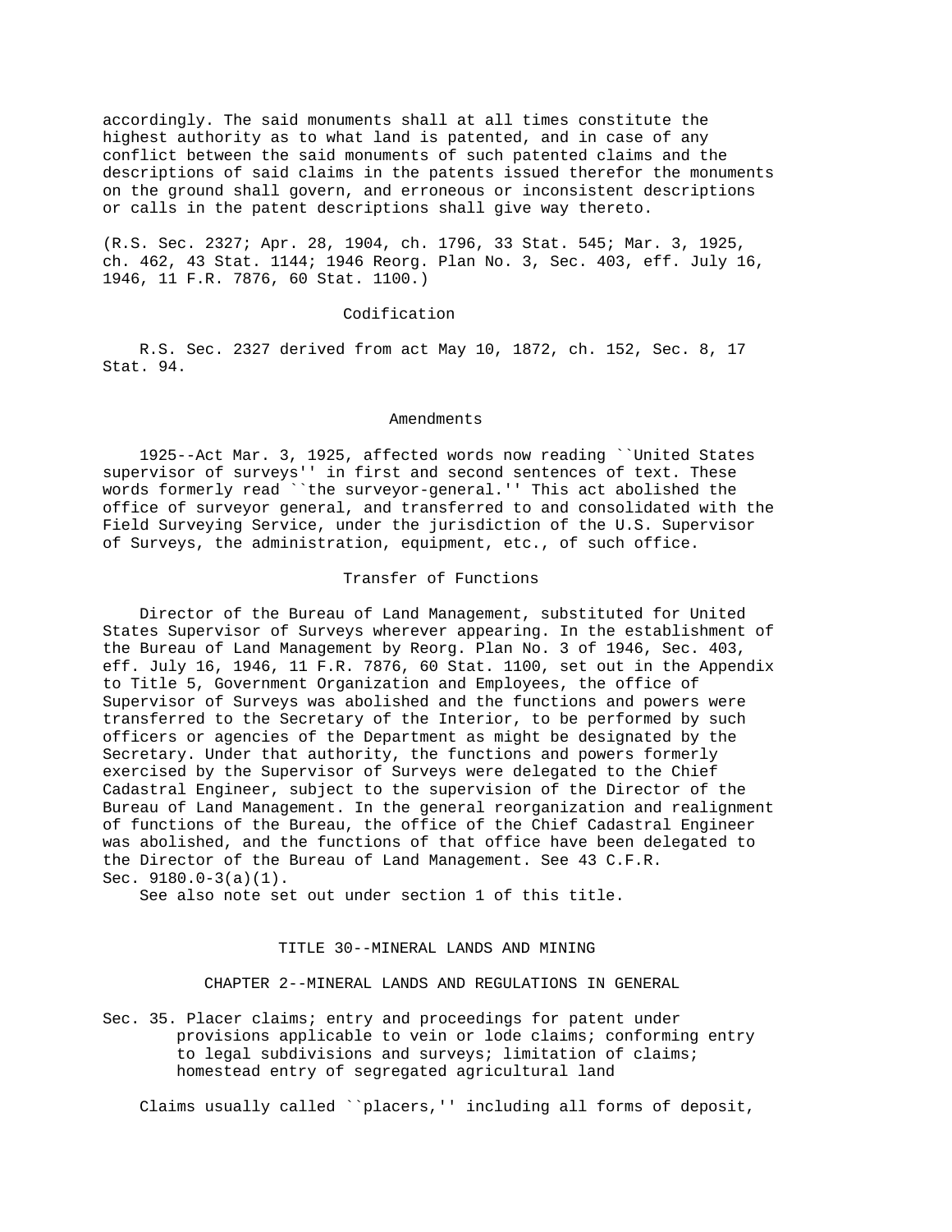accordingly. The said monuments shall at all times constitute the highest authority as to what land is patented, and in case of any conflict between the said monuments of such patented claims and the descriptions of said claims in the patents issued therefor the monuments on the ground shall govern, and erroneous or inconsistent descriptions or calls in the patent descriptions shall give way thereto.

(R.S. Sec. 2327; Apr. 28, 1904, ch. 1796, 33 Stat. 545; Mar. 3, 1925, ch. 462, 43 Stat. 1144; 1946 Reorg. Plan No. 3, Sec. 403, eff. July 16, 1946, 11 F.R. 7876, 60 Stat. 1100.)

### Codification

R.S. Sec. 2327 derived from act May 10, 1872, ch. 152, Sec. 8, 17 Stat. 94.

### Amendments

1925--Act Mar. 3, 1925, affected words now reading ``United States supervisor of surveys'' in first and second sentences of text. These words formerly read ``the surveyor-general.'' This act abolished the office of surveyor general, and transferred to and consolidated with the Field Surveying Service, under the jurisdiction of the U.S. Supervisor of Surveys, the administration, equipment, etc., of such office.

### Transfer of Functions

Director of the Bureau of Land Management, substituted for United States Supervisor of Surveys wherever appearing. In the establishment of the Bureau of Land Management by Reorg. Plan No. 3 of 1946, Sec. 403, eff. July 16, 1946, 11 F.R. 7876, 60 Stat. 1100, set out in the Appendix to Title 5, Government Organization and Employees, the office of Supervisor of Surveys was abolished and the functions and powers were transferred to the Secretary of the Interior, to be performed by such officers or agencies of the Department as might be designated by the Secretary. Under that authority, the functions and powers formerly exercised by the Supervisor of Surveys were delegated to the Chief Cadastral Engineer, subject to the supervision of the Director of the Bureau of Land Management. In the general reorganization and realignment of functions of the Bureau, the office of the Chief Cadastral Engineer was abolished, and the functions of that office have been delegated to the Director of the Bureau of Land Management. See 43 C.F.R. Sec. 9180.0-3(a)(1).

See also note set out under section 1 of this title.

## TITLE 30--MINERAL LANDS AND MINING

## CHAPTER 2--MINERAL LANDS AND REGULATIONS IN GENERAL

### Sec. 35. Placer claims; entry and proceedings for patent under provisions applicable to vein or lode claims; conforming entry to legal subdivisions and surveys; limitation of claims; homestead entry of segregated agricultural land

Claims usually called ``placers,'' including all forms of deposit,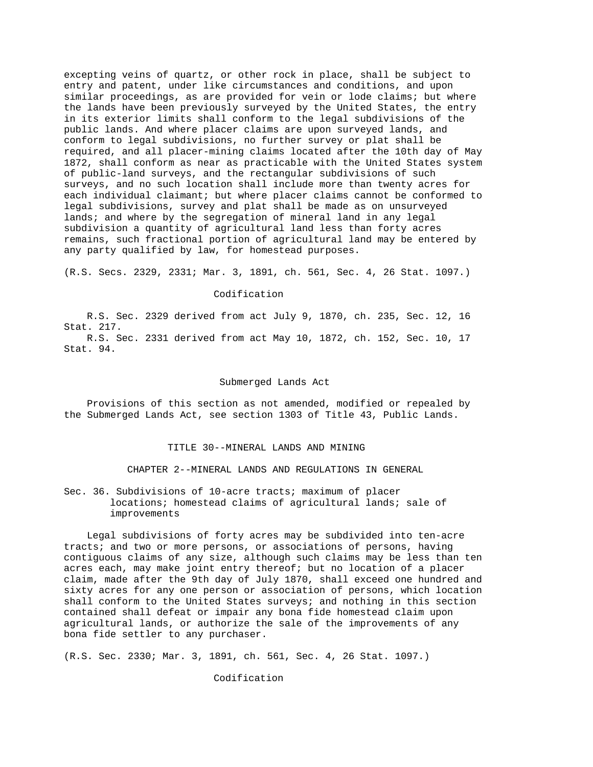excepting veins of quartz, or other rock in place, shall be subject to entry and patent, under like circumstances and conditions, and upon similar proceedings, as are provided for vein or lode claims; but where the lands have been previously surveyed by the United States, the entry in its exterior limits shall conform to the legal subdivisions of the public lands. And where placer claims are upon surveyed lands, and conform to legal subdivisions, no further survey or plat shall be required, and all placer-mining claims located after the 10th day of May 1872, shall conform as near as practicable with the United States system of public-land surveys, and the rectangular subdivisions of such surveys, and no such location shall include more than twenty acres for each individual claimant; but where placer claims cannot be conformed to legal subdivisions, survey and plat shall be made as on unsurveyed lands; and where by the segregation of mineral land in any legal subdivision a quantity of agricultural land less than forty acres remains, such fractional portion of agricultural land may be entered by any party qualified by law, for homestead purposes.

(R.S. Secs. 2329, 2331; Mar. 3, 1891, ch. 561, Sec. 4, 26 Stat. 1097.)

Codification

R.S. Sec. 2329 derived from act July 9, 1870, ch. 235, Sec. 12, 16 Stat. 217.
R.S. Sec. 2331 derived from act May 10, 1872, ch. 152, Sec. 10, 17 Stat. 94.

Submerged Lands Act

Provisions of this section as not amended, modified or repealed by the Submerged Lands Act, see section 1303 of Title 43, Public Lands.

# TITLE 30--MINERAL LANDS AND MINING

## CHAPTER 2--MINERAL LANDS AND REGULATIONS IN GENERAL

### Sec. 36. Subdivisions of 10-acre tracts; maximum of placer locations; homestead claims of agricultural lands; sale of improvements

Legal subdivisions of forty acres may be subdivided into ten-acre tracts; and two or more persons, or associations of persons, having contiguous claims of any size, although such claims may be less than ten acres each, may make joint entry thereof; but no location of a placer claim, made after the 9th day of July 1870, shall exceed one hundred and sixty acres for any one person or association of persons, which location shall conform to the United States surveys; and nothing in this section contained shall defeat or impair any bona fide homestead claim upon agricultural lands, or authorize the sale of the improvements of any bona fide settler to any purchaser.

(R.S. Sec. 2330; Mar. 3, 1891, ch. 561, Sec. 4, 26 Stat. 1097.)

Codification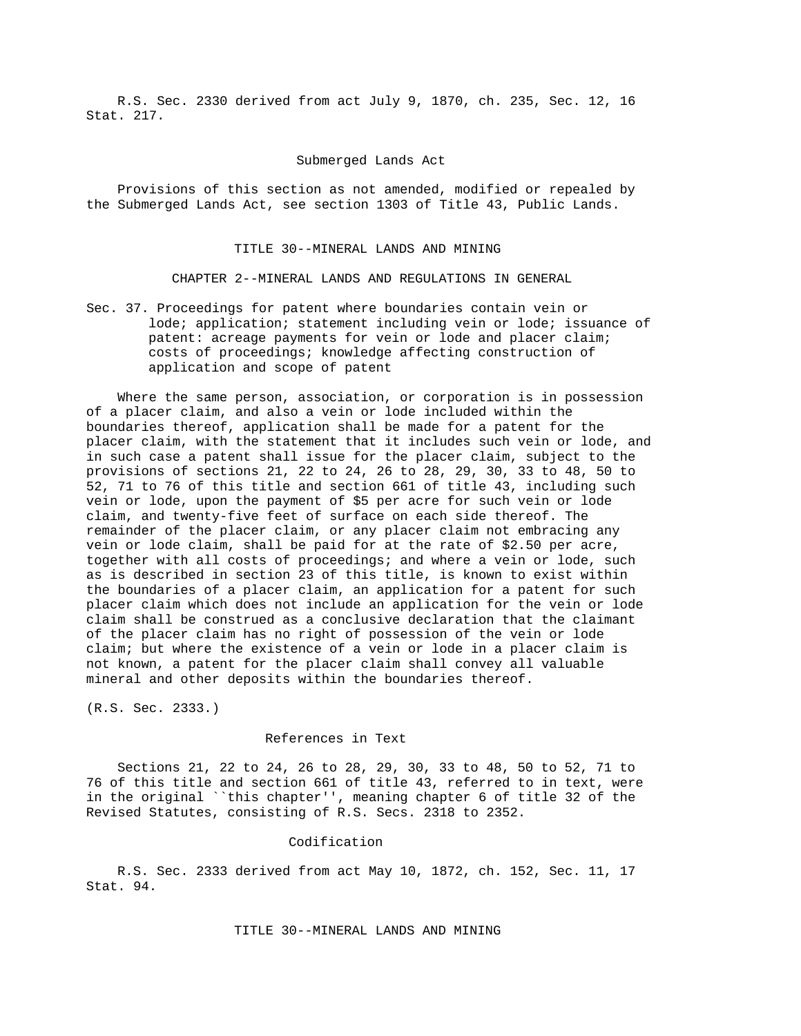R.S. Sec. 2330 derived from act July 9, 1870, ch. 235, Sec. 12, 16 Stat. 217.

### Submerged Lands Act

Provisions of this section as not amended, modified or repealed by the Submerged Lands Act, see section 1303 of Title 43, Public Lands.

# TITLE 30--MINERAL LANDS AND MINING

## CHAPTER 2--MINERAL LANDS AND REGULATIONS IN GENERAL

### Sec. 37. Proceedings for patent where boundaries contain vein or lode; application; statement including vein or lode; issuance of patent: acreage payments for vein or lode and placer claim; costs of proceedings; knowledge affecting construction of application and scope of patent

Where the same person, association, or corporation is in possession of a placer claim, and also a vein or lode included within the boundaries thereof, application shall be made for a patent for the placer claim, with the statement that it includes such vein or lode, and in such case a patent shall issue for the placer claim, subject to the provisions of sections 21, 22 to 24, 26 to 28, 29, 30, 33 to 48, 50 to 52, 71 to 76 of this title and section 661 of title 43, including such vein or lode, upon the payment of $5 per acre for such vein or lode claim, and twenty-five feet of surface on each side thereof. The remainder of the placer claim, or any placer claim not embracing any vein or lode claim, shall be paid for at the rate of $2.50 per acre, together with all costs of proceedings; and where a vein or lode, such as is described in section 23 of this title, is known to exist within the boundaries of a placer claim, an application for a patent for such placer claim which does not include an application for the vein or lode claim shall be construed as a conclusive declaration that the claimant of the placer claim has no right of possession of the vein or lode claim; but where the existence of a vein or lode in a placer claim is not known, a patent for the placer claim shall convey all valuable mineral and other deposits within the boundaries thereof.

(R.S. Sec. 2333.)

### References in Text

Sections 21, 22 to 24, 26 to 28, 29, 30, 33 to 48, 50 to 52, 71 to 76 of this title and section 661 of title 43, referred to in text, were in the original ``this chapter'', meaning chapter 6 of title 32 of the Revised Statutes, consisting of R.S. Secs. 2318 to 2352.

### Codification

R.S. Sec. 2333 derived from act May 10, 1872, ch. 152, Sec. 11, 17 Stat. 94.

# TITLE 30--MINERAL LANDS AND MINING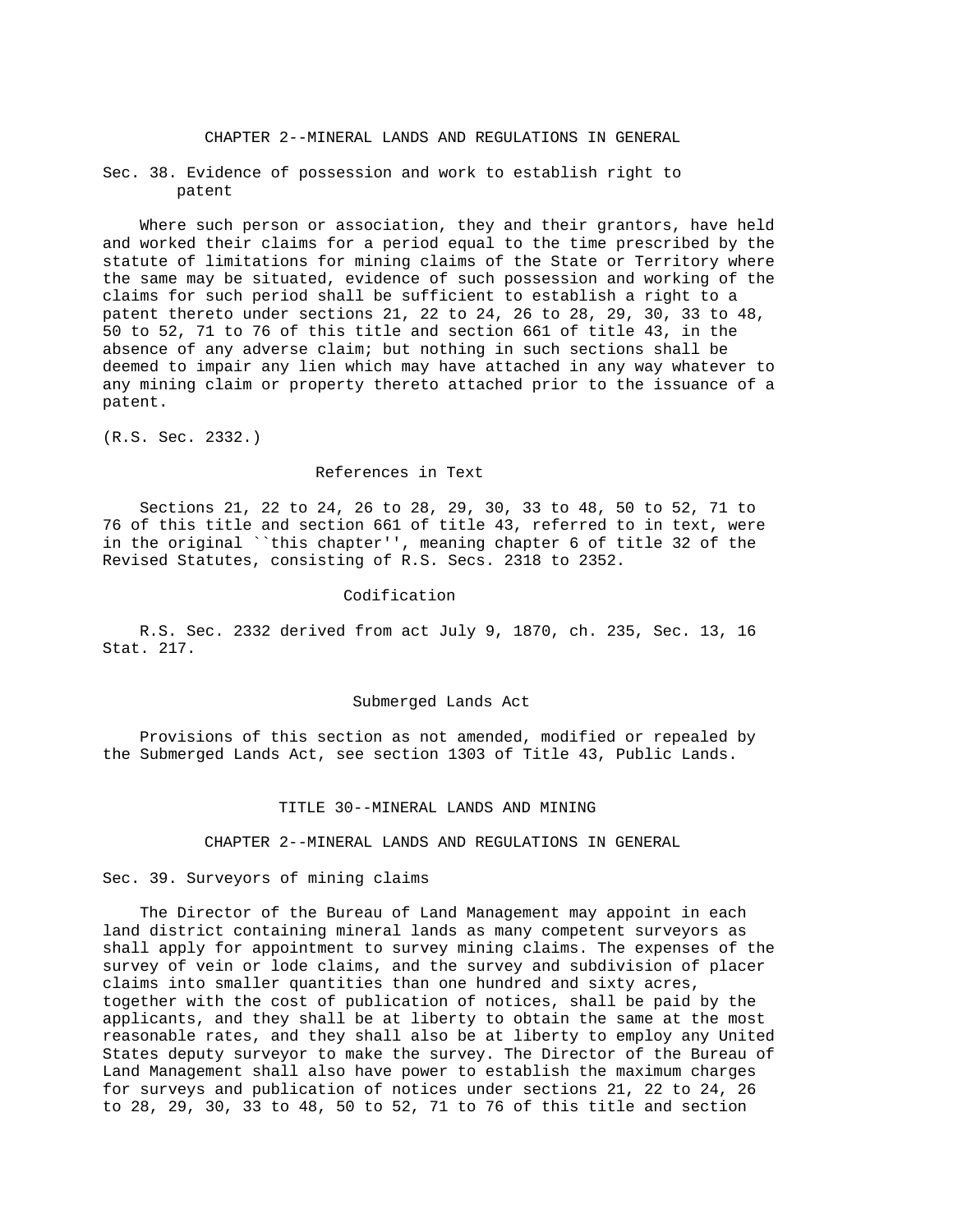## CHAPTER 2--MINERAL LANDS AND REGULATIONS IN GENERAL

### Sec. 38. Evidence of possession and work to establish right to patent

Where such person or association, they and their grantors, have held and worked their claims for a period equal to the time prescribed by the statute of limitations for mining claims of the State or Territory where the same may be situated, evidence of such possession and working of the claims for such period shall be sufficient to establish a right to a patent thereto under sections 21, 22 to 24, 26 to 28, 29, 30, 33 to 48, 50 to 52, 71 to 76 of this title and section 661 of title 43, in the absence of any adverse claim; but nothing in such sections shall be deemed to impair any lien which may have attached in any way whatever to any mining claim or property thereto attached prior to the issuance of a patent.

(R.S. Sec. 2332.)

#### References in Text

Sections 21, 22 to 24, 26 to 28, 29, 30, 33 to 48, 50 to 52, 71 to 76 of this title and section 661 of title 43, referred to in text, were in the original ``this chapter'', meaning chapter 6 of title 32 of the Revised Statutes, consisting of R.S. Secs. 2318 to 2352.

#### Codification

R.S. Sec. 2332 derived from act July 9, 1870, ch. 235, Sec. 13, 16 Stat. 217.

#### Submerged Lands Act

Provisions of this section as not amended, modified or repealed by the Submerged Lands Act, see section 1303 of Title 43, Public Lands.

# TITLE 30--MINERAL LANDS AND MINING

## CHAPTER 2--MINERAL LANDS AND REGULATIONS IN GENERAL

### Sec. 39. Surveyors of mining claims

The Director of the Bureau of Land Management may appoint in each land district containing mineral lands as many competent surveyors as shall apply for appointment to survey mining claims. The expenses of the survey of vein or lode claims, and the survey and subdivision of placer claims into smaller quantities than one hundred and sixty acres, together with the cost of publication of notices, shall be paid by the applicants, and they shall be at liberty to obtain the same at the most reasonable rates, and they shall also be at liberty to employ any United States deputy surveyor to make the survey. The Director of the Bureau of Land Management shall also have power to establish the maximum charges for surveys and publication of notices under sections 21, 22 to 24, 26 to 28, 29, 30, 33 to 48, 50 to 52, 71 to 76 of this title and section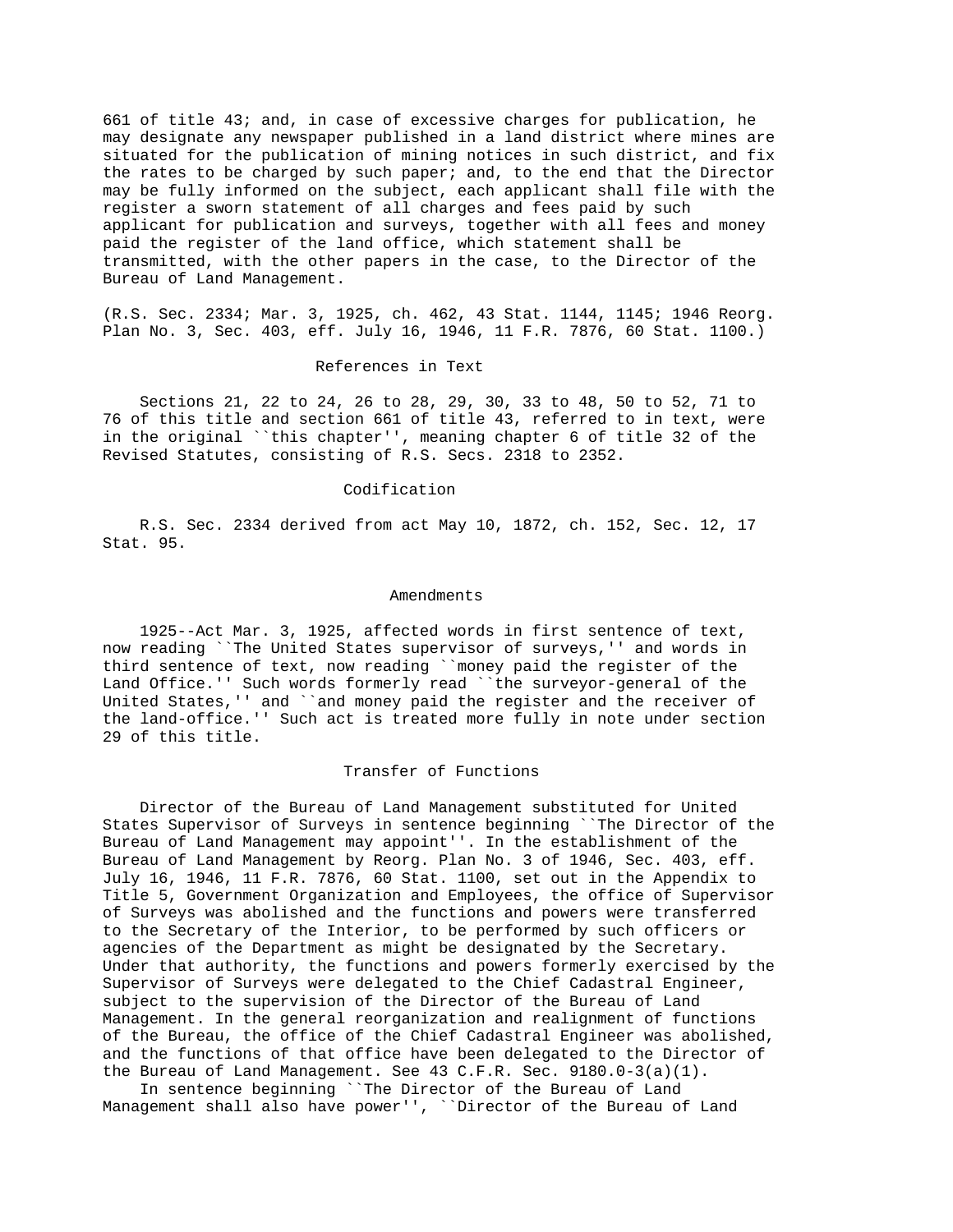661 of title 43; and, in case of excessive charges for publication, he may designate any newspaper published in a land district where mines are situated for the publication of mining notices in such district, and fix the rates to be charged by such paper; and, to the end that the Director may be fully informed on the subject, each applicant shall file with the register a sworn statement of all charges and fees paid by such applicant for publication and surveys, together with all fees and money paid the register of the land office, which statement shall be transmitted, with the other papers in the case, to the Director of the Bureau of Land Management.

(R.S. Sec. 2334; Mar. 3, 1925, ch. 462, 43 Stat. 1144, 1145; 1946 Reorg. Plan No. 3, Sec. 403, eff. July 16, 1946, 11 F.R. 7876, 60 Stat. 1100.)

References in Text

Sections 21, 22 to 24, 26 to 28, 29, 30, 33 to 48, 50 to 52, 71 to 76 of this title and section 661 of title 43, referred to in text, were in the original ``this chapter'', meaning chapter 6 of title 32 of the Revised Statutes, consisting of R.S. Secs. 2318 to 2352.

Codification

R.S. Sec. 2334 derived from act May 10, 1872, ch. 152, Sec. 12, 17 Stat. 95.

Amendments

1925--Act Mar. 3, 1925, affected words in first sentence of text, now reading ``The United States supervisor of surveys,'' and words in third sentence of text, now reading ``money paid the register of the Land Office.'' Such words formerly read ``the surveyor-general of the United States,'' and ``and money paid the register and the receiver of the land-office.'' Such act is treated more fully in note under section 29 of this title.

Transfer of Functions

Director of the Bureau of Land Management substituted for United States Supervisor of Surveys in sentence beginning ``The Director of the Bureau of Land Management may appoint''. In the establishment of the Bureau of Land Management by Reorg. Plan No. 3 of 1946, Sec. 403, eff. July 16, 1946, 11 F.R. 7876, 60 Stat. 1100, set out in the Appendix to Title 5, Government Organization and Employees, the office of Supervisor of Surveys was abolished and the functions and powers were transferred to the Secretary of the Interior, to be performed by such officers or agencies of the Department as might be designated by the Secretary. Under that authority, the functions and powers formerly exercised by the Supervisor of Surveys were delegated to the Chief Cadastral Engineer, subject to the supervision of the Director of the Bureau of Land Management. In the general reorganization and realignment of functions of the Bureau, the office of the Chief Cadastral Engineer was abolished, and the functions of that office have been delegated to the Director of the Bureau of Land Management. See 43 C.F.R. Sec. 9180.0-3(a)(1).

In sentence beginning ``The Director of the Bureau of Land Management shall also have power'', ``Director of the Bureau of Land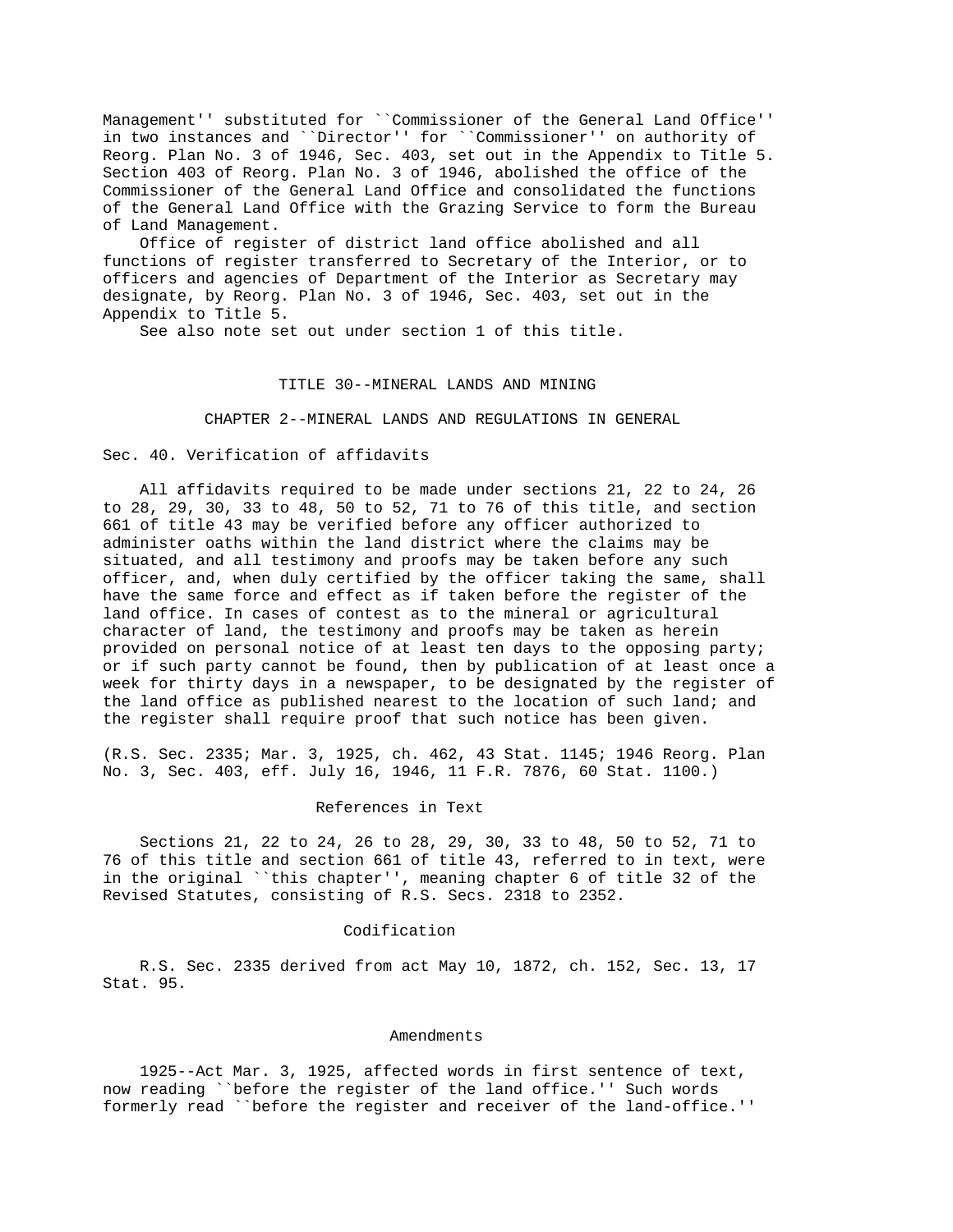Management'' substituted for ``Commissioner of the General Land Office'' in two instances and ``Director'' for ``Commissioner'' on authority of Reorg. Plan No. 3 of 1946, Sec. 403, set out in the Appendix to Title 5. Section 403 of Reorg. Plan No. 3 of 1946, abolished the office of the Commissioner of the General Land Office and consolidated the functions of the General Land Office with the Grazing Service to form the Bureau of Land Management.

Office of register of district land office abolished and all functions of register transferred to Secretary of the Interior, or to officers and agencies of Department of the Interior as Secretary may designate, by Reorg. Plan No. 3 of 1946, Sec. 403, set out in the Appendix to Title 5.

See also note set out under section 1 of this title.

# TITLE 30--MINERAL LANDS AND MINING

## CHAPTER 2--MINERAL LANDS AND REGULATIONS IN GENERAL

### Sec. 40. Verification of affidavits

All affidavits required to be made under sections 21, 22 to 24, 26 to 28, 29, 30, 33 to 48, 50 to 52, 71 to 76 of this title, and section 661 of title 43 may be verified before any officer authorized to administer oaths within the land district where the claims may be situated, and all testimony and proofs may be taken before any such officer, and, when duly certified by the officer taking the same, shall have the same force and effect as if taken before the register of the land office. In cases of contest as to the mineral or agricultural character of land, the testimony and proofs may be taken as herein provided on personal notice of at least ten days to the opposing party; or if such party cannot be found, then by publication of at least once a week for thirty days in a newspaper, to be designated by the register of the land office as published nearest to the location of such land; and the register shall require proof that such notice has been given.

(R.S. Sec. 2335; Mar. 3, 1925, ch. 462, 43 Stat. 1145; 1946 Reorg. Plan No. 3, Sec. 403, eff. July 16, 1946, 11 F.R. 7876, 60 Stat. 1100.)

#### References in Text

Sections 21, 22 to 24, 26 to 28, 29, 30, 33 to 48, 50 to 52, 71 to 76 of this title and section 661 of title 43, referred to in text, were in the original ``this chapter'', meaning chapter 6 of title 32 of the Revised Statutes, consisting of R.S. Secs. 2318 to 2352.

#### Codification

R.S. Sec. 2335 derived from act May 10, 1872, ch. 152, Sec. 13, 17 Stat. 95.

#### Amendments

1925--Act Mar. 3, 1925, affected words in first sentence of text, now reading ``before the register of the land office.'' Such words formerly read ``before the register and receiver of the land-office.''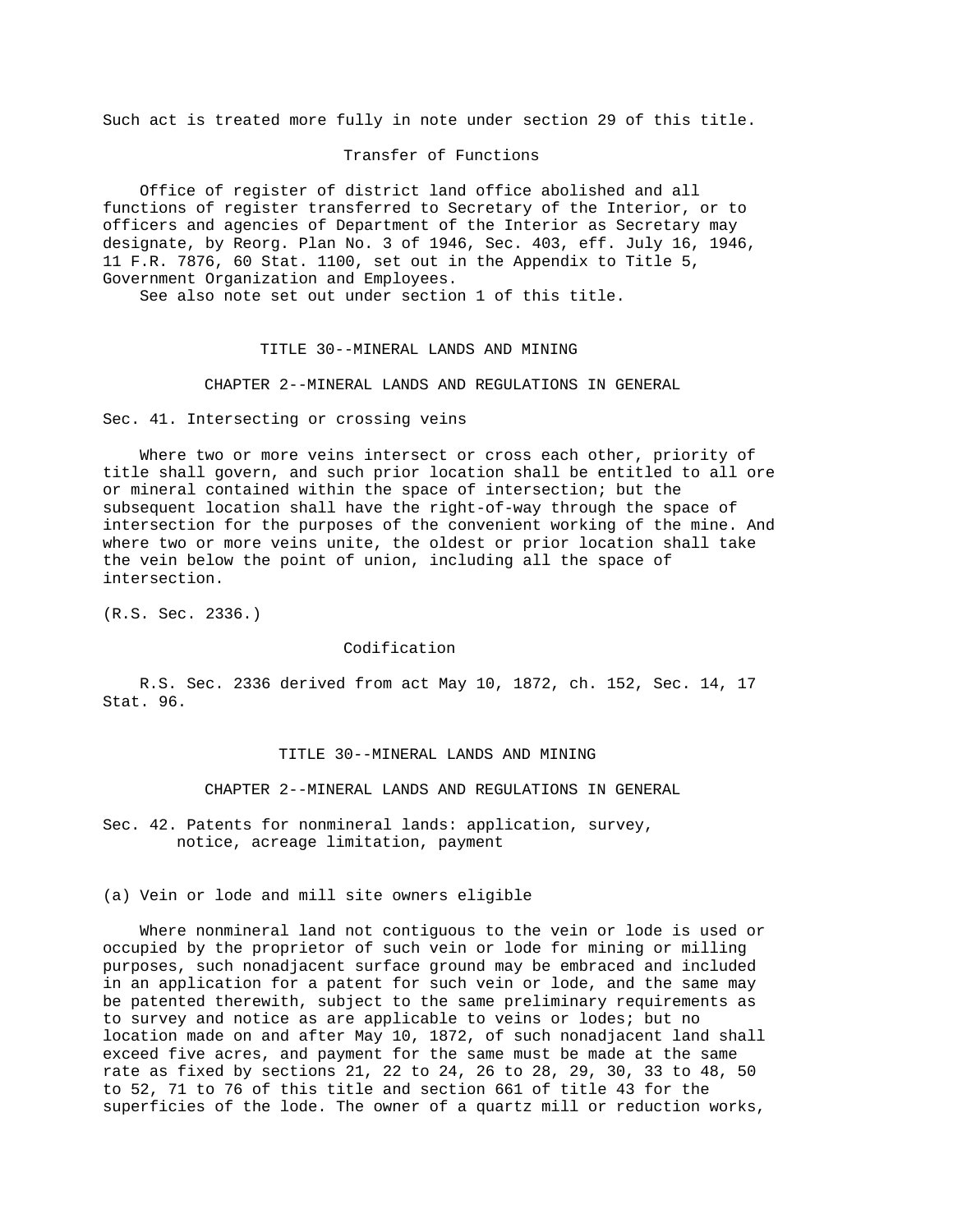Such act is treated more fully in note under section 29 of this title.

### Transfer of Functions

Office of register of district land office abolished and all functions of register transferred to Secretary of the Interior, or to officers and agencies of Department of the Interior as Secretary may designate, by Reorg. Plan No. 3 of 1946, Sec. 403, eff. July 16, 1946, 11 F.R. 7876, 60 Stat. 1100, set out in the Appendix to Title 5, Government Organization and Employees.

See also note set out under section 1 of this title.

# TITLE 30--MINERAL LANDS AND MINING

## CHAPTER 2--MINERAL LANDS AND REGULATIONS IN GENERAL

### Sec. 41. Intersecting or crossing veins

Where two or more veins intersect or cross each other, priority of title shall govern, and such prior location shall be entitled to all ore or mineral contained within the space of intersection; but the subsequent location shall have the right-of-way through the space of intersection for the purposes of the convenient working of the mine. And where two or more veins unite, the oldest or prior location shall take the vein below the point of union, including all the space of intersection.

(R.S. Sec. 2336.)

### Codification

R.S. Sec. 2336 derived from act May 10, 1872, ch. 152, Sec. 14, 17 Stat. 96.

# TITLE 30--MINERAL LANDS AND MINING

## CHAPTER 2--MINERAL LANDS AND REGULATIONS IN GENERAL

### Sec. 42. Patents for nonmineral lands: application, survey, notice, acreage limitation, payment

(a) Vein or lode and mill site owners eligible

Where nonmineral land not contiguous to the vein or lode is used or occupied by the proprietor of such vein or lode for mining or milling purposes, such nonadjacent surface ground may be embraced and included in an application for a patent for such vein or lode, and the same may be patented therewith, subject to the same preliminary requirements as to survey and notice as are applicable to veins or lodes; but no location made on and after May 10, 1872, of such nonadjacent land shall exceed five acres, and payment for the same must be made at the same rate as fixed by sections 21, 22 to 24, 26 to 28, 29, 30, 33 to 48, 50 to 52, 71 to 76 of this title and section 661 of title 43 for the superficies of the lode. The owner of a quartz mill or reduction works,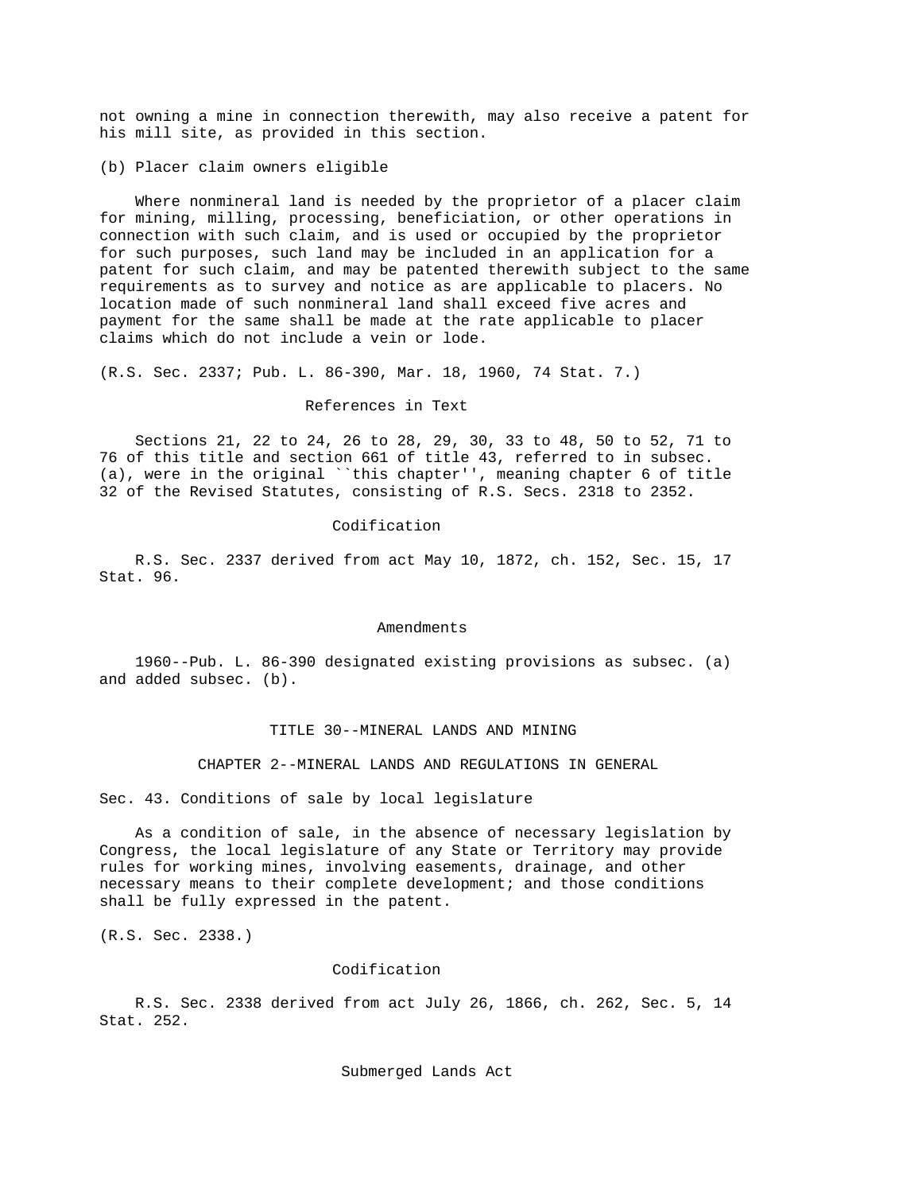not owning a mine in connection therewith, may also receive a patent for his mill site, as provided in this section.

(b) Placer claim owners eligible

Where nonmineral land is needed by the proprietor of a placer claim for mining, milling, processing, beneficiation, or other operations in connection with such claim, and is used or occupied by the proprietor for such purposes, such land may be included in an application for a patent for such claim, and may be patented therewith subject to the same requirements as to survey and notice as are applicable to placers. No location made of such nonmineral land shall exceed five acres and payment for the same shall be made at the rate applicable to placer claims which do not include a vein or lode.

(R.S. Sec. 2337; Pub. L. 86-390, Mar. 18, 1960, 74 Stat. 7.)

References in Text

Sections 21, 22 to 24, 26 to 28, 29, 30, 33 to 48, 50 to 52, 71 to 76 of this title and section 661 of title 43, referred to in subsec. (a), were in the original ``this chapter'', meaning chapter 6 of title 32 of the Revised Statutes, consisting of R.S. Secs. 2318 to 2352.

Codification

R.S. Sec. 2337 derived from act May 10, 1872, ch. 152, Sec. 15, 17 Stat. 96.

Amendments

1960--Pub. L. 86-390 designated existing provisions as subsec. (a) and added subsec. (b).

TITLE 30--MINERAL LANDS AND MINING

CHAPTER 2--MINERAL LANDS AND REGULATIONS IN GENERAL

Sec. 43. Conditions of sale by local legislature

As a condition of sale, in the absence of necessary legislation by Congress, the local legislature of any State or Territory may provide rules for working mines, involving easements, drainage, and other necessary means to their complete development; and those conditions shall be fully expressed in the patent.

(R.S. Sec. 2338.)

Codification

R.S. Sec. 2338 derived from act July 26, 1866, ch. 262, Sec. 5, 14 Stat. 252.

Submerged Lands Act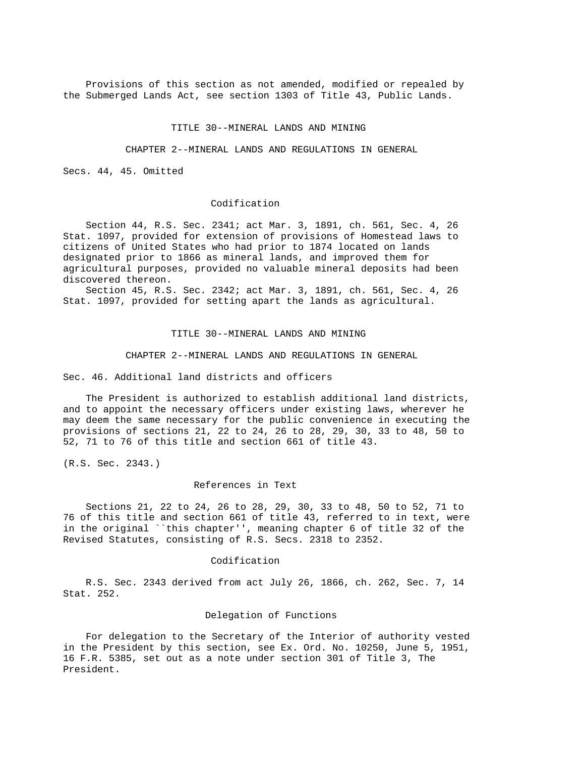Provisions of this section as not amended, modified or repealed by the Submerged Lands Act, see section 1303 of Title 43, Public Lands.

# TITLE 30--MINERAL LANDS AND MINING

## CHAPTER 2--MINERAL LANDS AND REGULATIONS IN GENERAL

### Secs. 44, 45. Omitted

#### Codification

Section 44, R.S. Sec. 2341; act Mar. 3, 1891, ch. 561, Sec. 4, 26 Stat. 1097, provided for extension of provisions of Homestead laws to citizens of United States who had prior to 1874 located on lands designated prior to 1866 as mineral lands, and improved them for agricultural purposes, provided no valuable mineral deposits had been discovered thereon.

Section 45, R.S. Sec. 2342; act Mar. 3, 1891, ch. 561, Sec. 4, 26 Stat. 1097, provided for setting apart the lands as agricultural.

# TITLE 30--MINERAL LANDS AND MINING

## CHAPTER 2--MINERAL LANDS AND REGULATIONS IN GENERAL

### Sec. 46. Additional land districts and officers

The President is authorized to establish additional land districts, and to appoint the necessary officers under existing laws, wherever he may deem the same necessary for the public convenience in executing the provisions of sections 21, 22 to 24, 26 to 28, 29, 30, 33 to 48, 50 to 52, 71 to 76 of this title and section 661 of title 43.

(R.S. Sec. 2343.)

#### References in Text

Sections 21, 22 to 24, 26 to 28, 29, 30, 33 to 48, 50 to 52, 71 to 76 of this title and section 661 of title 43, referred to in text, were in the original ``this chapter'', meaning chapter 6 of title 32 of the Revised Statutes, consisting of R.S. Secs. 2318 to 2352.

#### Codification

R.S. Sec. 2343 derived from act July 26, 1866, ch. 262, Sec. 7, 14 Stat. 252.

#### Delegation of Functions

For delegation to the Secretary of the Interior of authority vested in the President by this section, see Ex. Ord. No. 10250, June 5, 1951, 16 F.R. 5385, set out as a note under section 301 of Title 3, The President.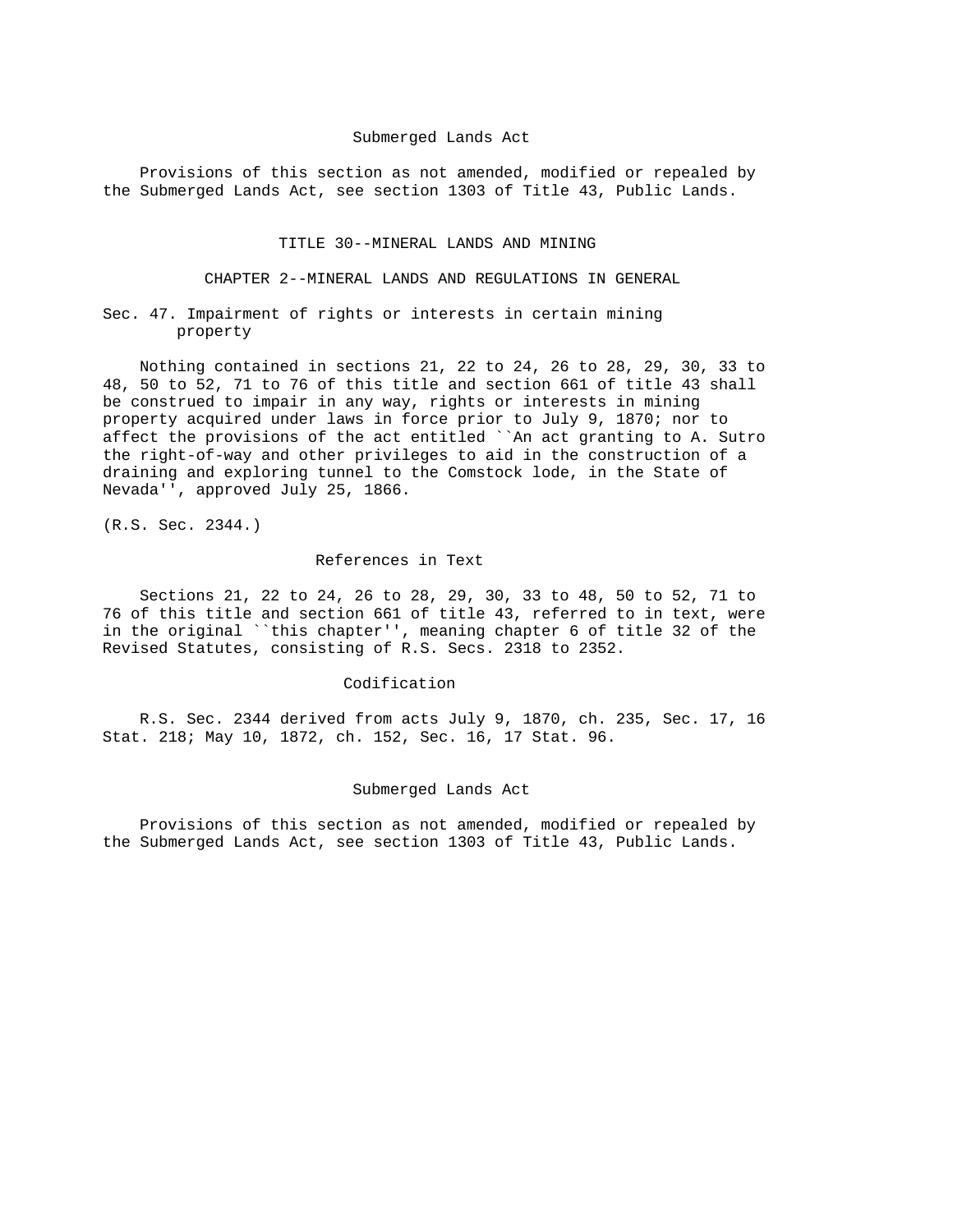### Submerged Lands Act

Provisions of this section as not amended, modified or repealed by the Submerged Lands Act, see section 1303 of Title 43, Public Lands.

# TITLE 30--MINERAL LANDS AND MINING

## CHAPTER 2--MINERAL LANDS AND REGULATIONS IN GENERAL

### Sec. 47. Impairment of rights or interests in certain mining property

Nothing contained in sections 21, 22 to 24, 26 to 28, 29, 30, 33 to 48, 50 to 52, 71 to 76 of this title and section 661 of title 43 shall be construed to impair in any way, rights or interests in mining property acquired under laws in force prior to July 9, 1870; nor to affect the provisions of the act entitled ``An act granting to A. Sutro the right-of-way and other privileges to aid in the construction of a draining and exploring tunnel to the Comstock lode, in the State of Nevada'', approved July 25, 1866.

(R.S. Sec. 2344.)

### References in Text

Sections 21, 22 to 24, 26 to 28, 29, 30, 33 to 48, 50 to 52, 71 to 76 of this title and section 661 of title 43, referred to in text, were in the original ``this chapter'', meaning chapter 6 of title 32 of the Revised Statutes, consisting of R.S. Secs. 2318 to 2352.

### Codification

R.S. Sec. 2344 derived from acts July 9, 1870, ch. 235, Sec. 17, 16 Stat. 218; May 10, 1872, ch. 152, Sec. 16, 17 Stat. 96.

### Submerged Lands Act

Provisions of this section as not amended, modified or repealed by the Submerged Lands Act, see section 1303 of Title 43, Public Lands.